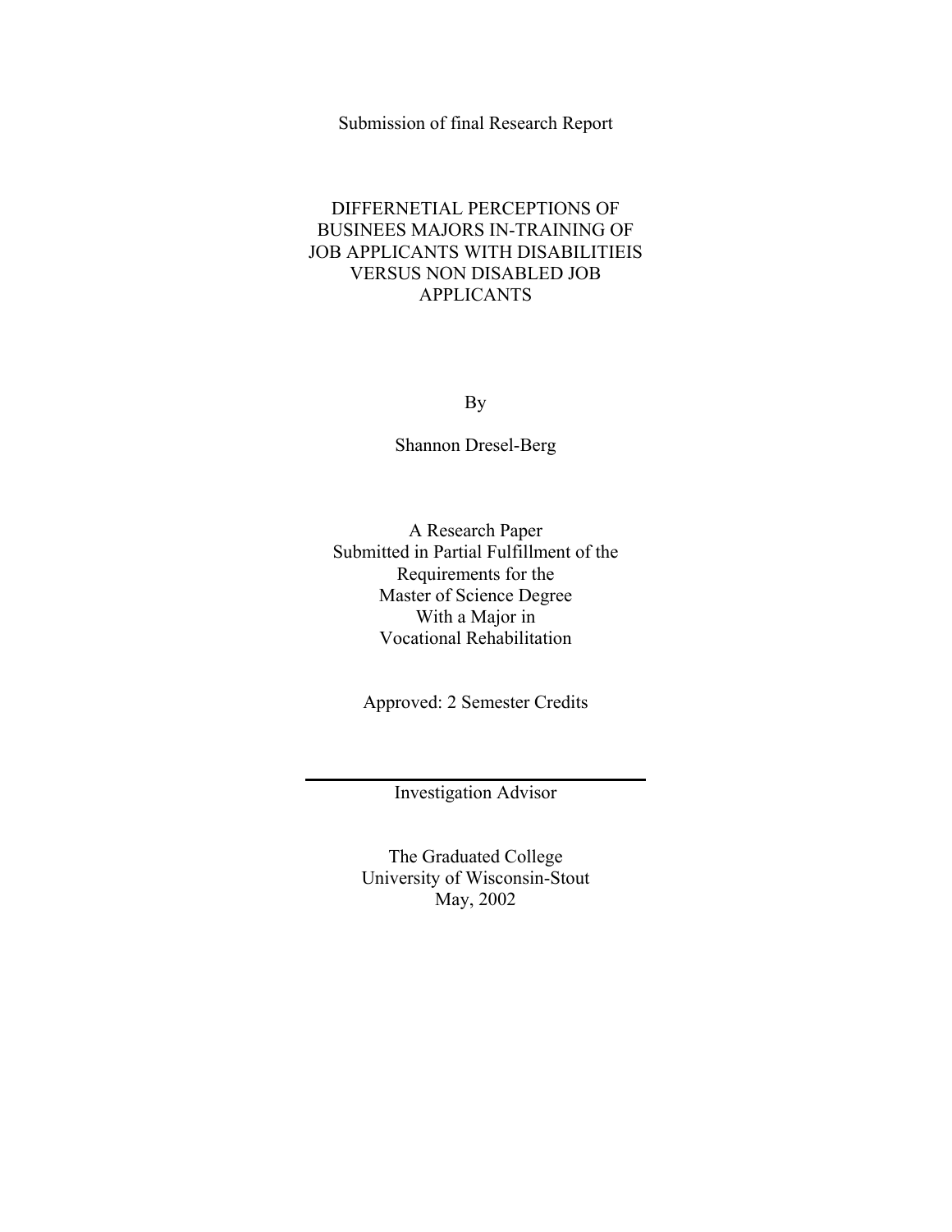Submission of final Research Report

# DIFFERNETIAL PERCEPTIONS OF BUSINEES MAJORS IN-TRAINING OF JOB APPLICANTS WITH DISABILITIEIS VERSUS NON DISABLED JOB APPLICANTS

By

Shannon Dresel-Berg

A Research Paper
Submitted in Partial Fulfillment of the
Requirements for the
Master of Science Degree
With a Major in
Vocational Rehabilitation

Approved: 2 Semester Credits

---

Investigation Advisor

The Graduated College
University of Wisconsin-Stout
May, 2002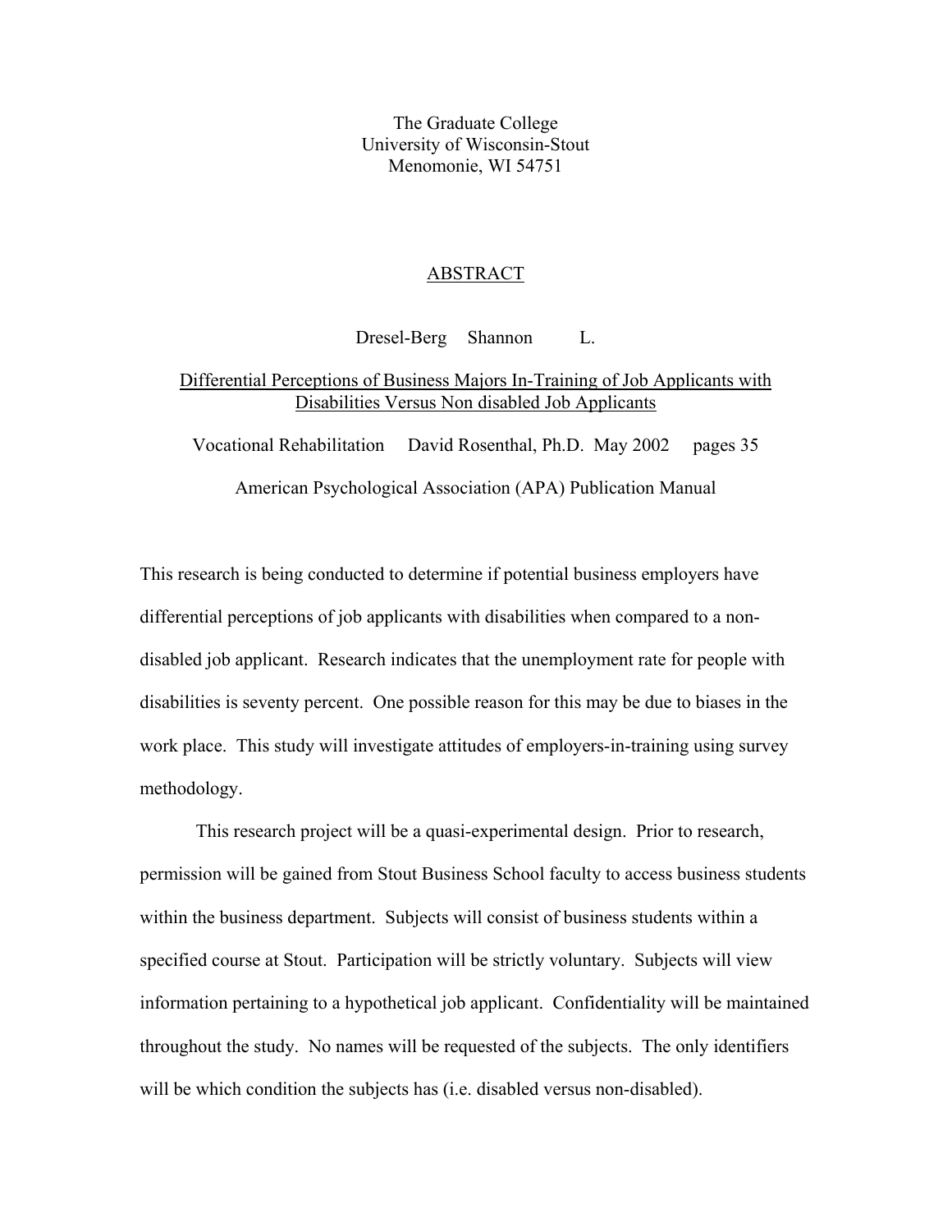The Graduate College
University of Wisconsin-Stout
Menomonie, WI 54751

## ABSTRACT

Dresel-Berg Shannon L.

Differential Perceptions of Business Majors In-Training of Job Applicants with Disabilities Versus Non disabled Job Applicants

Vocational Rehabilitation David Rosenthal, Ph.D. May 2002 pages 35

American Psychological Association (APA) Publication Manual

This research is being conducted to determine if potential business employers have differential perceptions of job applicants with disabilities when compared to a non-disabled job applicant. Research indicates that the unemployment rate for people with disabilities is seventy percent. One possible reason for this may be due to biases in the work place. This study will investigate attitudes of employers-in-training using survey methodology.

This research project will be a quasi-experimental design. Prior to research, permission will be gained from Stout Business School faculty to access business students within the business department. Subjects will consist of business students within a specified course at Stout. Participation will be strictly voluntary. Subjects will view information pertaining to a hypothetical job applicant. Confidentiality will be maintained throughout the study. No names will be requested of the subjects. The only identifiers will be which condition the subjects has (i.e. disabled versus non-disabled).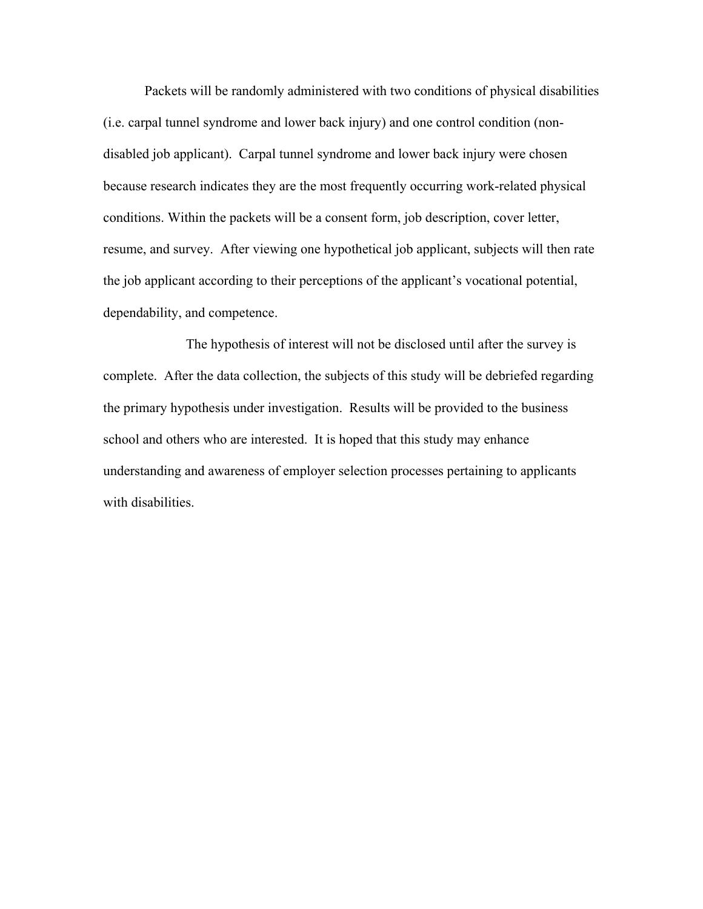Packets will be randomly administered with two conditions of physical disabilities (i.e. carpal tunnel syndrome and lower back injury) and one control condition (non-disabled job applicant). Carpal tunnel syndrome and lower back injury were chosen because research indicates they are the most frequently occurring work-related physical conditions. Within the packets will be a consent form, job description, cover letter, resume, and survey. After viewing one hypothetical job applicant, subjects will then rate the job applicant according to their perceptions of the applicant's vocational potential, dependability, and competence.

The hypothesis of interest will not be disclosed until after the survey is complete. After the data collection, the subjects of this study will be debriefed regarding the primary hypothesis under investigation. Results will be provided to the business school and others who are interested. It is hoped that this study may enhance understanding and awareness of employer selection processes pertaining to applicants with disabilities.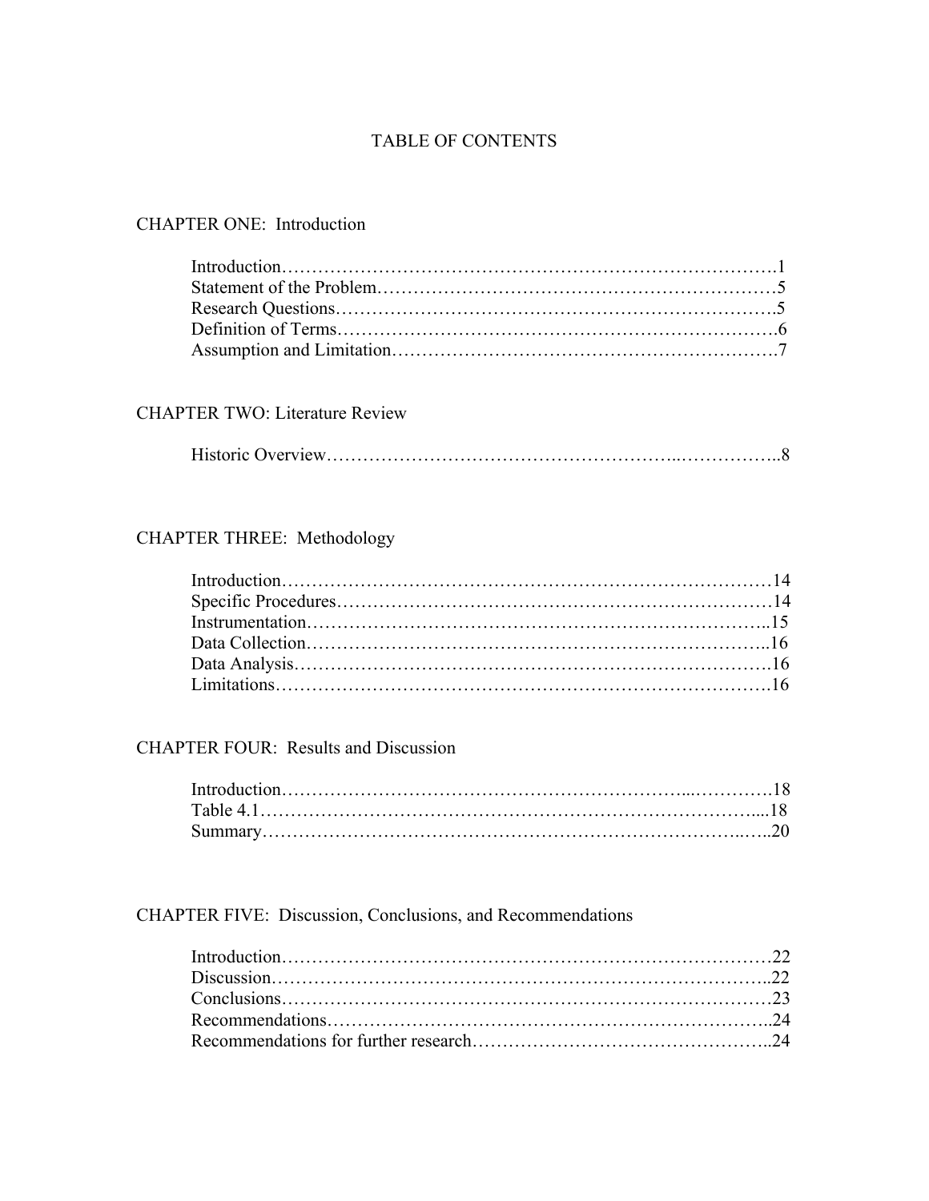# TABLE OF CONTENTS

## CHAPTER ONE: Introduction

Introduction……………………………………………………………………….1
Statement of the Problem…………………………………………………………5
Research Questions……………………………………………………………….5
Definition of Terms……………………………………………………………….6
Assumption and Limitation………………………………………………………7

## CHAPTER TWO: Literature Review

Historic Overview…………………………………………………………………8

## CHAPTER THREE: Methodology

Introduction………………………………………………………………………14
Specific Procedures………………………………………………………………14
Instrumentation…………………………………………………………………..15
Data Collection…………………………………………………………………..16
Data Analysis…………………………………………………………………….16
Limitations……………………………………………………………………….16

## CHAPTER FOUR: Results and Discussion

Introduction………………………………………………………………………18
Table 4.1………………………………………………………………………....18
Summary………………………………………………………………………..20

## CHAPTER FIVE: Discussion, Conclusions, and Recommendations

Introduction………………………………………………………………………22
Discussion………………………………………………………………………..22
Conclusions………………………………………………………………………23
Recommendations………………………………………………………………..24
Recommendations for further research…………………………………………..24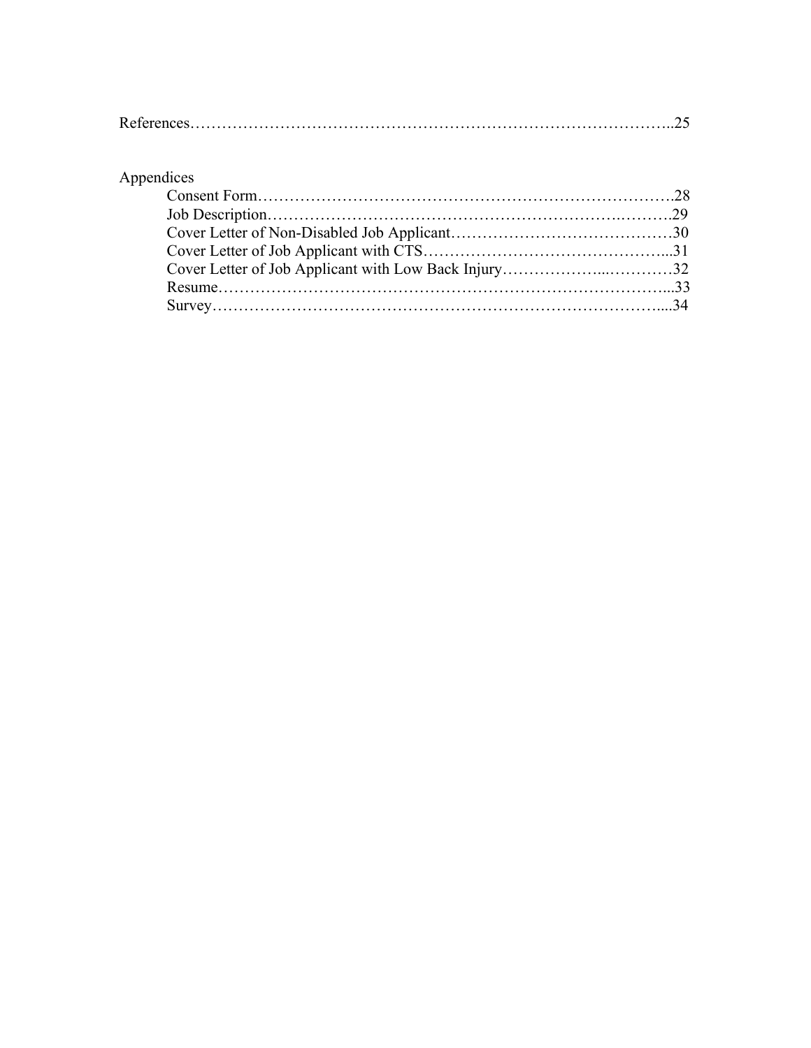References……………………………………………………………………………..25

Appendices

- Consent Form…………………………………………………………………….28
- Job Description………………………………………………………….……….29
- Cover Letter of Non-Disabled Job Applicant…………………………………….30
- Cover Letter of Job Applicant with CTS………………………….……………...31
- Cover Letter of Job Applicant with Low Back Injury………………...…………32
- Resume…………………………………………………………………………...33
- Survey…………………………………………………………………………....34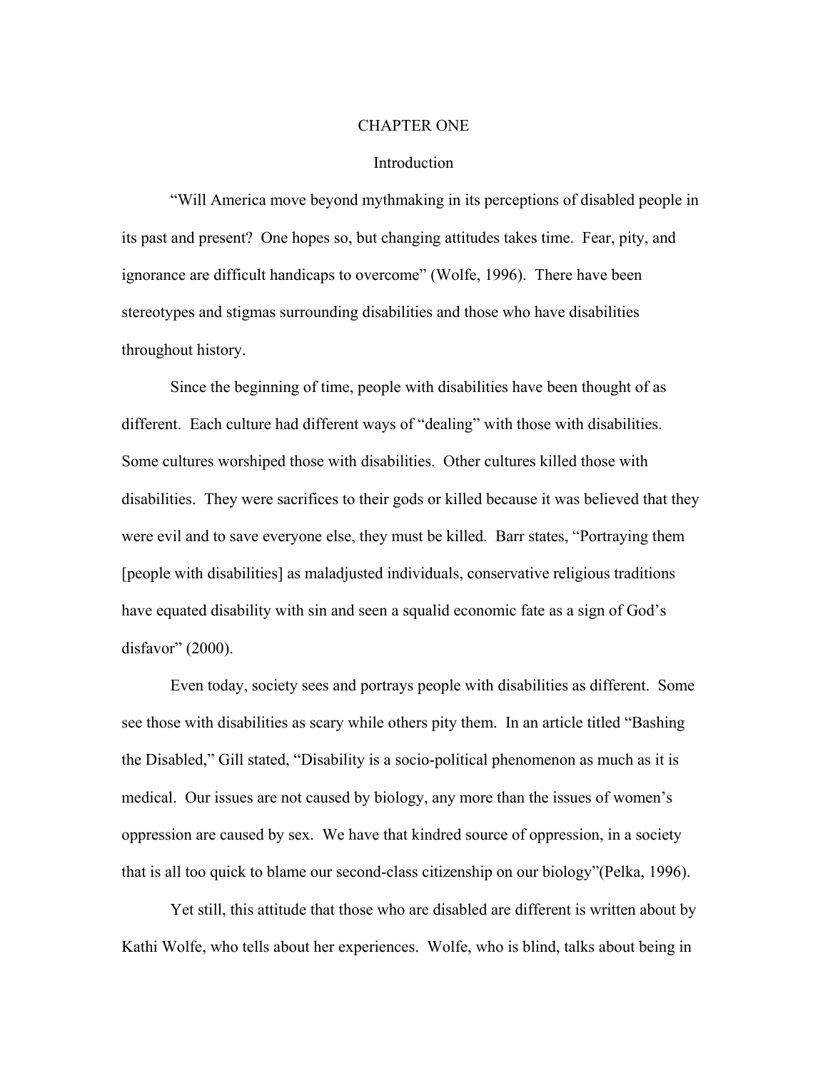# CHAPTER ONE

## Introduction

"Will America move beyond mythmaking in its perceptions of disabled people in its past and present? One hopes so, but changing attitudes takes time. Fear, pity, and ignorance are difficult handicaps to overcome" (Wolfe, 1996). There have been stereotypes and stigmas surrounding disabilities and those who have disabilities throughout history.

Since the beginning of time, people with disabilities have been thought of as different. Each culture had different ways of "dealing" with those with disabilities. Some cultures worshiped those with disabilities. Other cultures killed those with disabilities. They were sacrifices to their gods or killed because it was believed that they were evil and to save everyone else, they must be killed. Barr states, "Portraying them [people with disabilities] as maladjusted individuals, conservative religious traditions have equated disability with sin and seen a squalid economic fate as a sign of God's disfavor" (2000).

Even today, society sees and portrays people with disabilities as different. Some see those with disabilities as scary while others pity them. In an article titled "Bashing the Disabled," Gill stated, "Disability is a socio-political phenomenon as much as it is medical. Our issues are not caused by biology, any more than the issues of women's oppression are caused by sex. We have that kindred source of oppression, in a society that is all too quick to blame our second-class citizenship on our biology"(Pelka, 1996).

Yet still, this attitude that those who are disabled are different is written about by Kathi Wolfe, who tells about her experiences. Wolfe, who is blind, talks about being in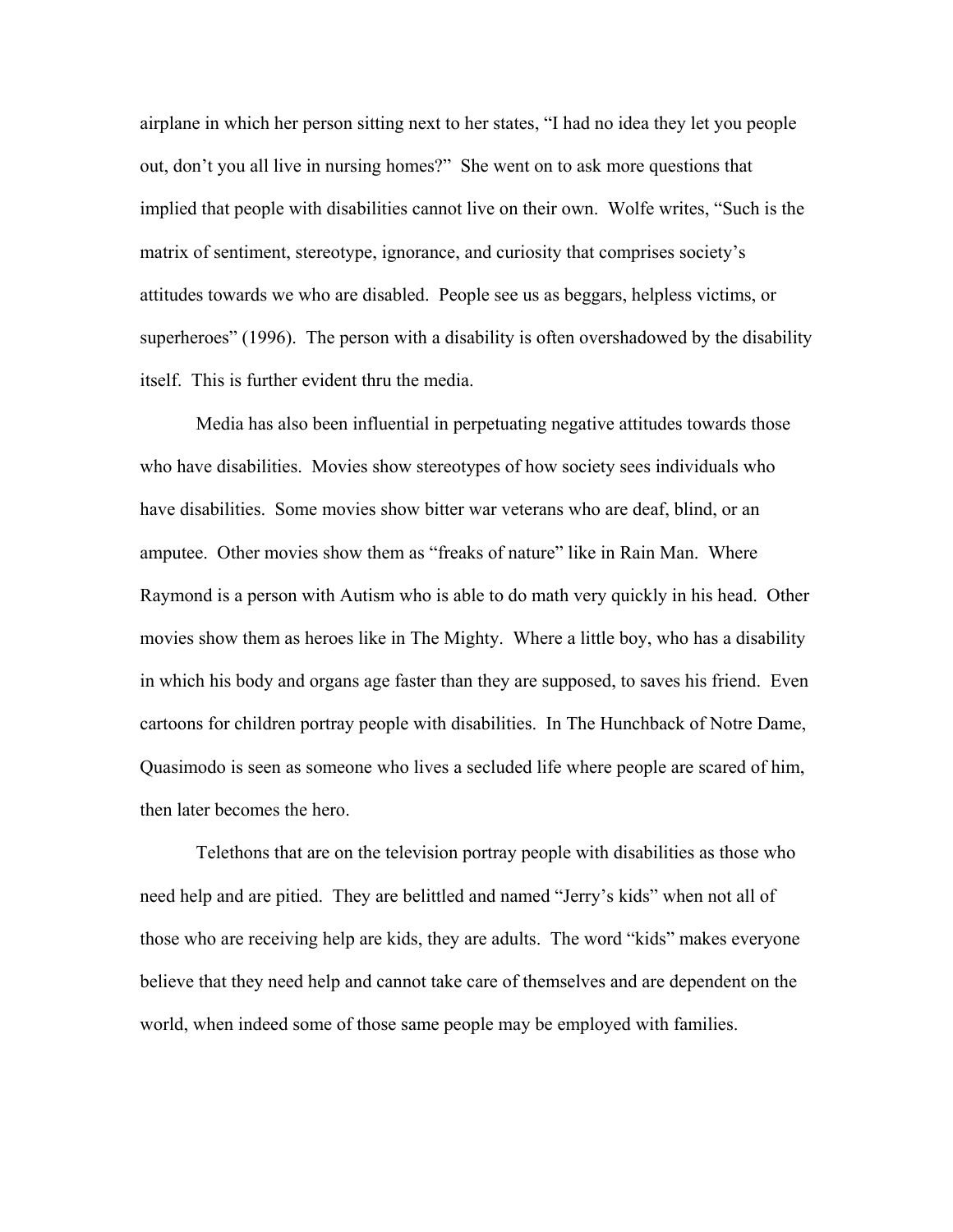airplane in which her person sitting next to her states, "I had no idea they let you people out, don't you all live in nursing homes?" She went on to ask more questions that implied that people with disabilities cannot live on their own. Wolfe writes, "Such is the matrix of sentiment, stereotype, ignorance, and curiosity that comprises society's attitudes towards we who are disabled. People see us as beggars, helpless victims, or superheroes" (1996). The person with a disability is often overshadowed by the disability itself. This is further evident thru the media.

Media has also been influential in perpetuating negative attitudes towards those who have disabilities. Movies show stereotypes of how society sees individuals who have disabilities. Some movies show bitter war veterans who are deaf, blind, or an amputee. Other movies show them as "freaks of nature" like in Rain Man. Where Raymond is a person with Autism who is able to do math very quickly in his head. Other movies show them as heroes like in The Mighty. Where a little boy, who has a disability in which his body and organs age faster than they are supposed, to saves his friend. Even cartoons for children portray people with disabilities. In The Hunchback of Notre Dame, Quasimodo is seen as someone who lives a secluded life where people are scared of him, then later becomes the hero.

Telethons that are on the television portray people with disabilities as those who need help and are pitied. They are belittled and named "Jerry's kids" when not all of those who are receiving help are kids, they are adults. The word "kids" makes everyone believe that they need help and cannot take care of themselves and are dependent on the world, when indeed some of those same people may be employed with families.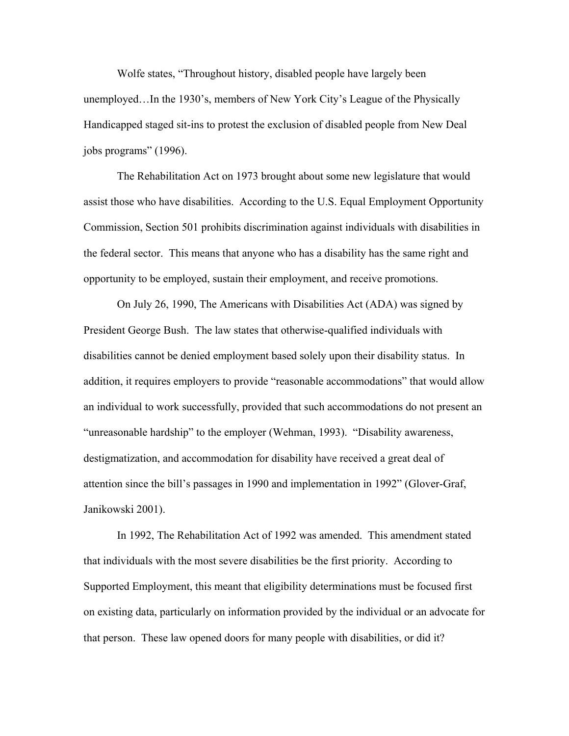Wolfe states, “Throughout history, disabled people have largely been unemployed…In the 1930’s, members of New York City’s League of the Physically Handicapped staged sit-ins to protest the exclusion of disabled people from New Deal jobs programs” (1996).

The Rehabilitation Act on 1973 brought about some new legislature that would assist those who have disabilities. According to the U.S. Equal Employment Opportunity Commission, Section 501 prohibits discrimination against individuals with disabilities in the federal sector. This means that anyone who has a disability has the same right and opportunity to be employed, sustain their employment, and receive promotions.

On July 26, 1990, The Americans with Disabilities Act (ADA) was signed by President George Bush. The law states that otherwise-qualified individuals with disabilities cannot be denied employment based solely upon their disability status. In addition, it requires employers to provide “reasonable accommodations” that would allow an individual to work successfully, provided that such accommodations do not present an “unreasonable hardship” to the employer (Wehman, 1993). “Disability awareness, destigmatization, and accommodation for disability have received a great deal of attention since the bill’s passages in 1990 and implementation in 1992” (Glover-Graf, Janikowski 2001).

In 1992, The Rehabilitation Act of 1992 was amended. This amendment stated that individuals with the most severe disabilities be the first priority. According to Supported Employment, this meant that eligibility determinations must be focused first on existing data, particularly on information provided by the individual or an advocate for that person. These law opened doors for many people with disabilities, or did it?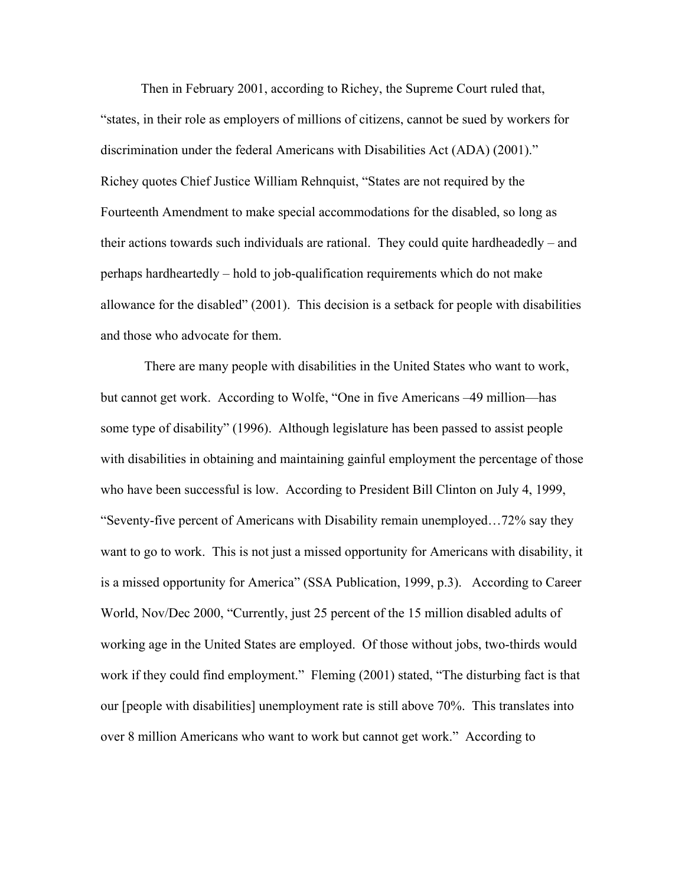Then in February 2001, according to Richey, the Supreme Court ruled that, “states, in their role as employers of millions of citizens, cannot be sued by workers for discrimination under the federal Americans with Disabilities Act (ADA) (2001).” Richey quotes Chief Justice William Rehnquist, “States are not required by the Fourteenth Amendment to make special accommodations for the disabled, so long as their actions towards such individuals are rational. They could quite hardheadedly – and perhaps hardheartedly – hold to job-qualification requirements which do not make allowance for the disabled” (2001). This decision is a setback for people with disabilities and those who advocate for them.

There are many people with disabilities in the United States who want to work, but cannot get work. According to Wolfe, “One in five Americans –49 million—has some type of disability” (1996). Although legislature has been passed to assist people with disabilities in obtaining and maintaining gainful employment the percentage of those who have been successful is low. According to President Bill Clinton on July 4, 1999, “Seventy-five percent of Americans with Disability remain unemployed…72% say they want to go to work. This is not just a missed opportunity for Americans with disability, it is a missed opportunity for America” (SSA Publication, 1999, p.3). According to Career World, Nov/Dec 2000, “Currently, just 25 percent of the 15 million disabled adults of working age in the United States are employed. Of those without jobs, two-thirds would work if they could find employment.” Fleming (2001) stated, “The disturbing fact is that our [people with disabilities] unemployment rate is still above 70%. This translates into over 8 million Americans who want to work but cannot get work.” According to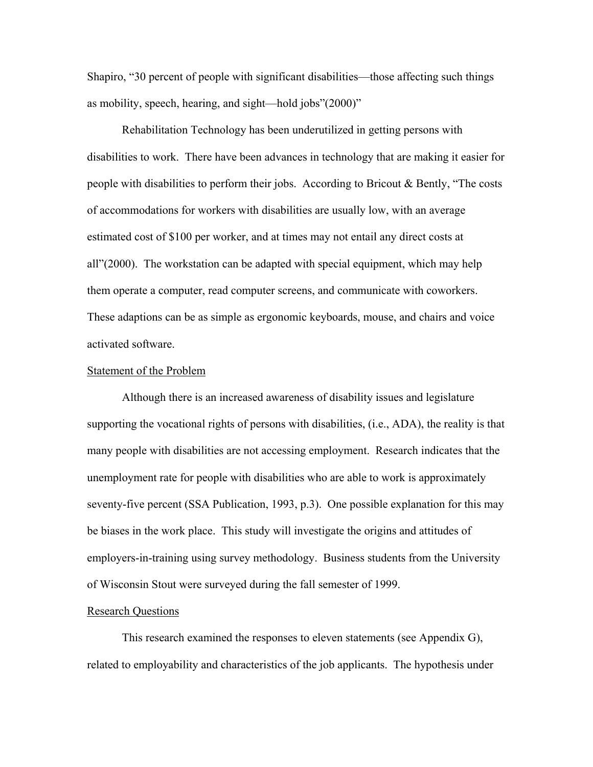Shapiro, "30 percent of people with significant disabilities—those affecting such things as mobility, speech, hearing, and sight—hold jobs"(2000)"

Rehabilitation Technology has been underutilized in getting persons with disabilities to work. There have been advances in technology that are making it easier for people with disabilities to perform their jobs. According to Bricout & Bently, "The costs of accommodations for workers with disabilities are usually low, with an average estimated cost of $100 per worker, and at times may not entail any direct costs at all"(2000). The workstation can be adapted with special equipment, which may help them operate a computer, read computer screens, and communicate with coworkers. These adaptions can be as simple as ergonomic keyboards, mouse, and chairs and voice activated software.

<u>Statement of the Problem</u>

Although there is an increased awareness of disability issues and legislature supporting the vocational rights of persons with disabilities, (i.e., ADA), the reality is that many people with disabilities are not accessing employment. Research indicates that the unemployment rate for people with disabilities who are able to work is approximately seventy-five percent (SSA Publication, 1993, p.3). One possible explanation for this may be biases in the work place. This study will investigate the origins and attitudes of employers-in-training using survey methodology. Business students from the University of Wisconsin Stout were surveyed during the fall semester of 1999.

<u>Research Questions</u>

This research examined the responses to eleven statements (see Appendix G), related to employability and characteristics of the job applicants. The hypothesis under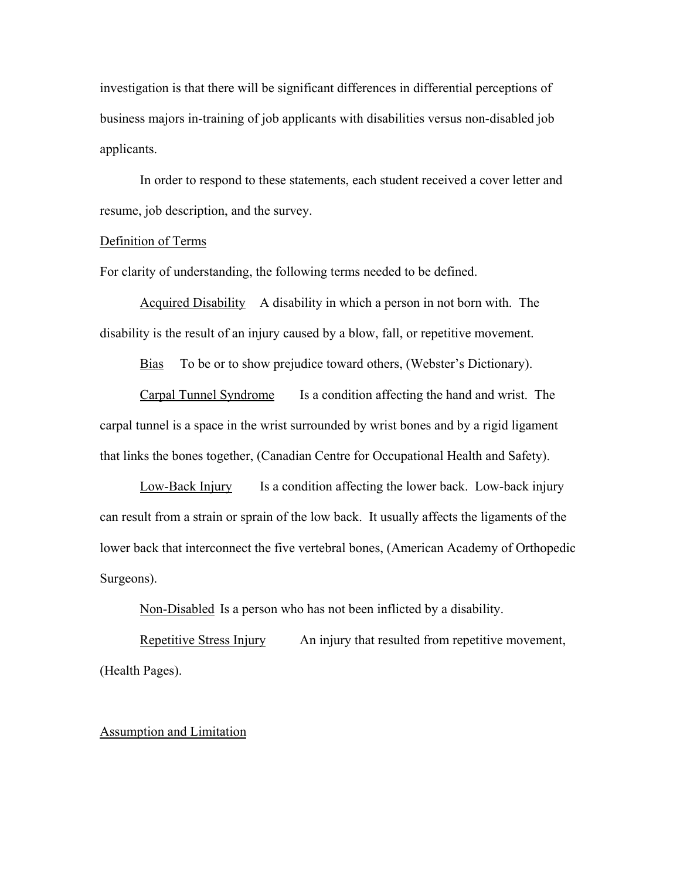investigation is that there will be significant differences in differential perceptions of business majors in-training of job applicants with disabilities versus non-disabled job applicants.

In order to respond to these statements, each student received a cover letter and resume, job description, and the survey.

<u>Definition of Terms</u>

For clarity of understanding, the following terms needed to be defined.

<u>Acquired Disability</u> A disability in which a person in not born with. The disability is the result of an injury caused by a blow, fall, or repetitive movement.

<u>Bias</u> To be or to show prejudice toward others, (Webster's Dictionary).

<u>Carpal Tunnel Syndrome</u> Is a condition affecting the hand and wrist. The carpal tunnel is a space in the wrist surrounded by wrist bones and by a rigid ligament that links the bones together, (Canadian Centre for Occupational Health and Safety).

<u>Low-Back Injury</u> Is a condition affecting the lower back. Low-back injury can result from a strain or sprain of the low back. It usually affects the ligaments of the lower back that interconnect the five vertebral bones, (American Academy of Orthopedic Surgeons).

<u>Non-Disabled</u> Is a person who has not been inflicted by a disability.

<u>Repetitive Stress Injury</u> An injury that resulted from repetitive movement, (Health Pages).

<u>Assumption and Limitation</u>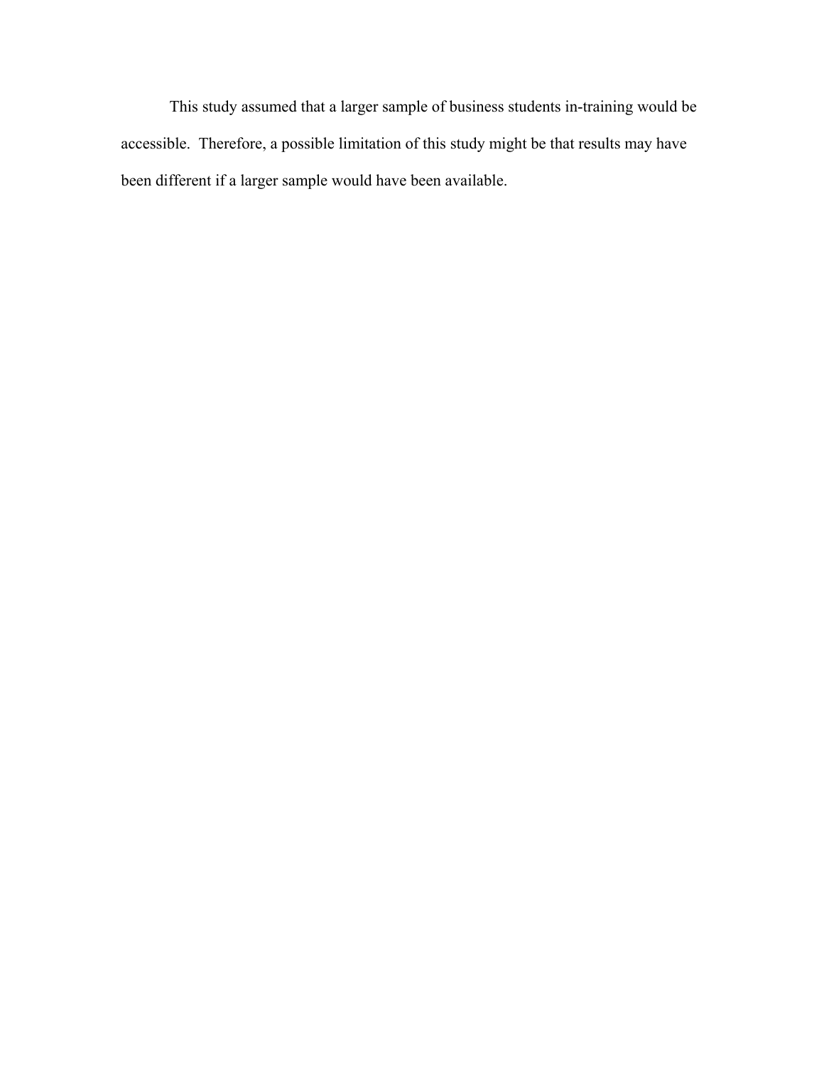This study assumed that a larger sample of business students in-training would be accessible. Therefore, a possible limitation of this study might be that results may have been different if a larger sample would have been available.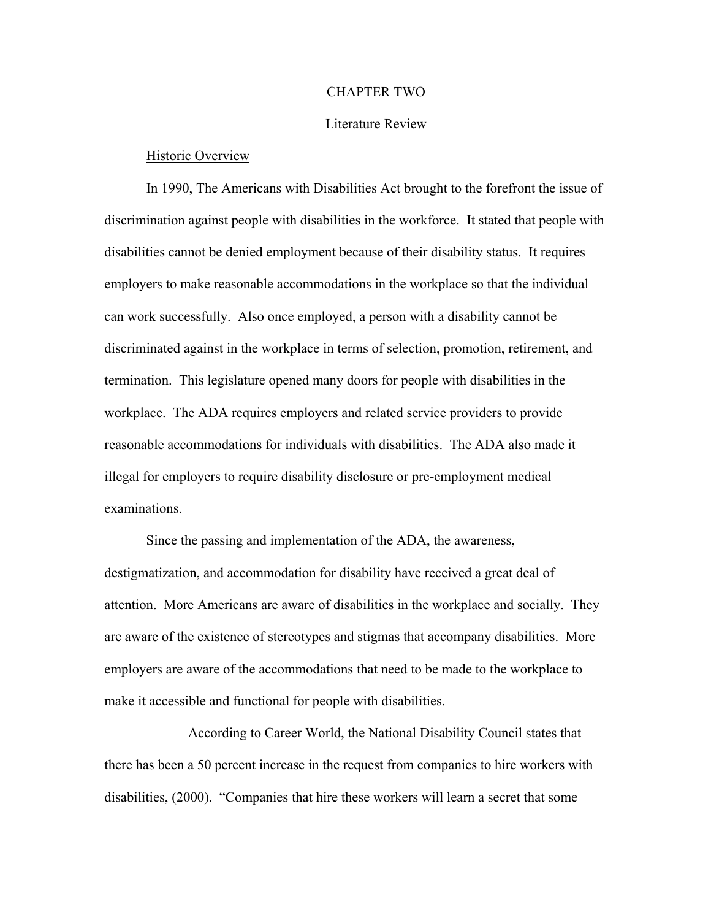# CHAPTER TWO

## Literature Review

### Historic Overview

In 1990, The Americans with Disabilities Act brought to the forefront the issue of discrimination against people with disabilities in the workforce. It stated that people with disabilities cannot be denied employment because of their disability status. It requires employers to make reasonable accommodations in the workplace so that the individual can work successfully. Also once employed, a person with a disability cannot be discriminated against in the workplace in terms of selection, promotion, retirement, and termination. This legislature opened many doors for people with disabilities in the workplace. The ADA requires employers and related service providers to provide reasonable accommodations for individuals with disabilities. The ADA also made it illegal for employers to require disability disclosure or pre-employment medical examinations.

Since the passing and implementation of the ADA, the awareness, destigmatization, and accommodation for disability have received a great deal of attention. More Americans are aware of disabilities in the workplace and socially. They are aware of the existence of stereotypes and stigmas that accompany disabilities. More employers are aware of the accommodations that need to be made to the workplace to make it accessible and functional for people with disabilities.

According to Career World, the National Disability Council states that there has been a 50 percent increase in the request from companies to hire workers with disabilities, (2000). "Companies that hire these workers will learn a secret that some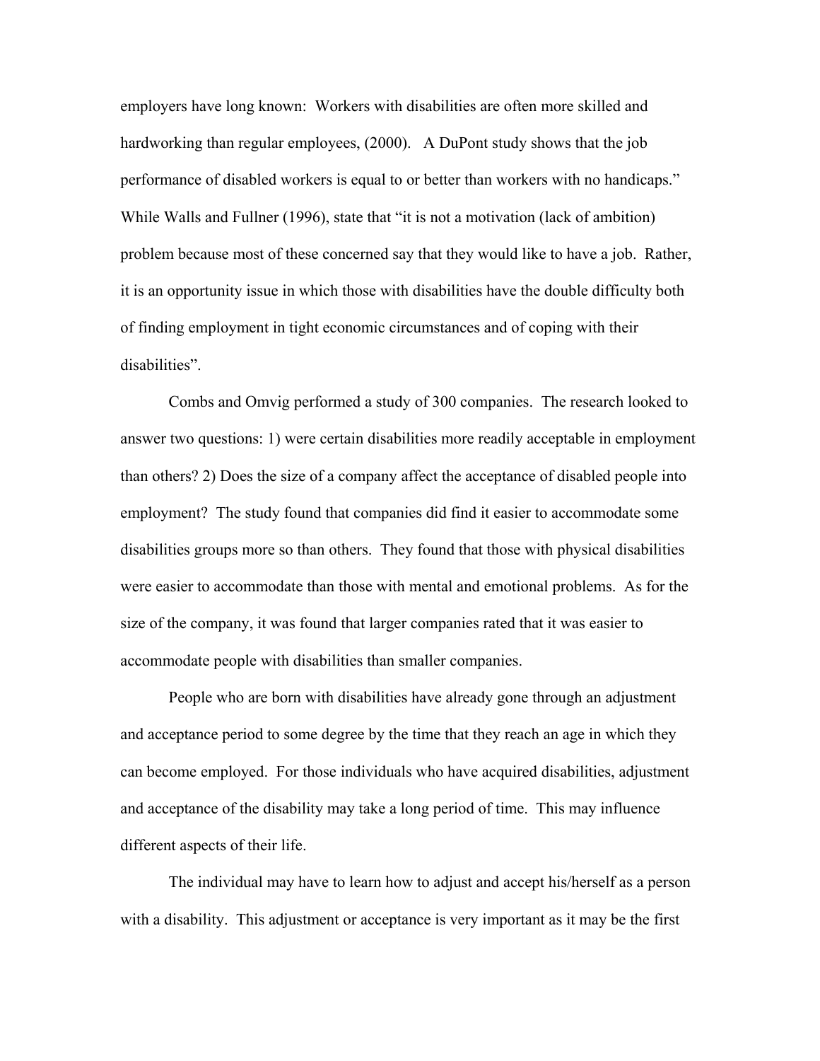employers have long known: Workers with disabilities are often more skilled and hardworking than regular employees, (2000). A DuPont study shows that the job performance of disabled workers is equal to or better than workers with no handicaps." While Walls and Fullner (1996), state that "it is not a motivation (lack of ambition) problem because most of these concerned say that they would like to have a job. Rather, it is an opportunity issue in which those with disabilities have the double difficulty both of finding employment in tight economic circumstances and of coping with their disabilities".

Combs and Omvig performed a study of 300 companies. The research looked to answer two questions: 1) were certain disabilities more readily acceptable in employment than others? 2) Does the size of a company affect the acceptance of disabled people into employment? The study found that companies did find it easier to accommodate some disabilities groups more so than others. They found that those with physical disabilities were easier to accommodate than those with mental and emotional problems. As for the size of the company, it was found that larger companies rated that it was easier to accommodate people with disabilities than smaller companies.

People who are born with disabilities have already gone through an adjustment and acceptance period to some degree by the time that they reach an age in which they can become employed. For those individuals who have acquired disabilities, adjustment and acceptance of the disability may take a long period of time. This may influence different aspects of their life.

The individual may have to learn how to adjust and accept his/herself as a person with a disability. This adjustment or acceptance is very important as it may be the first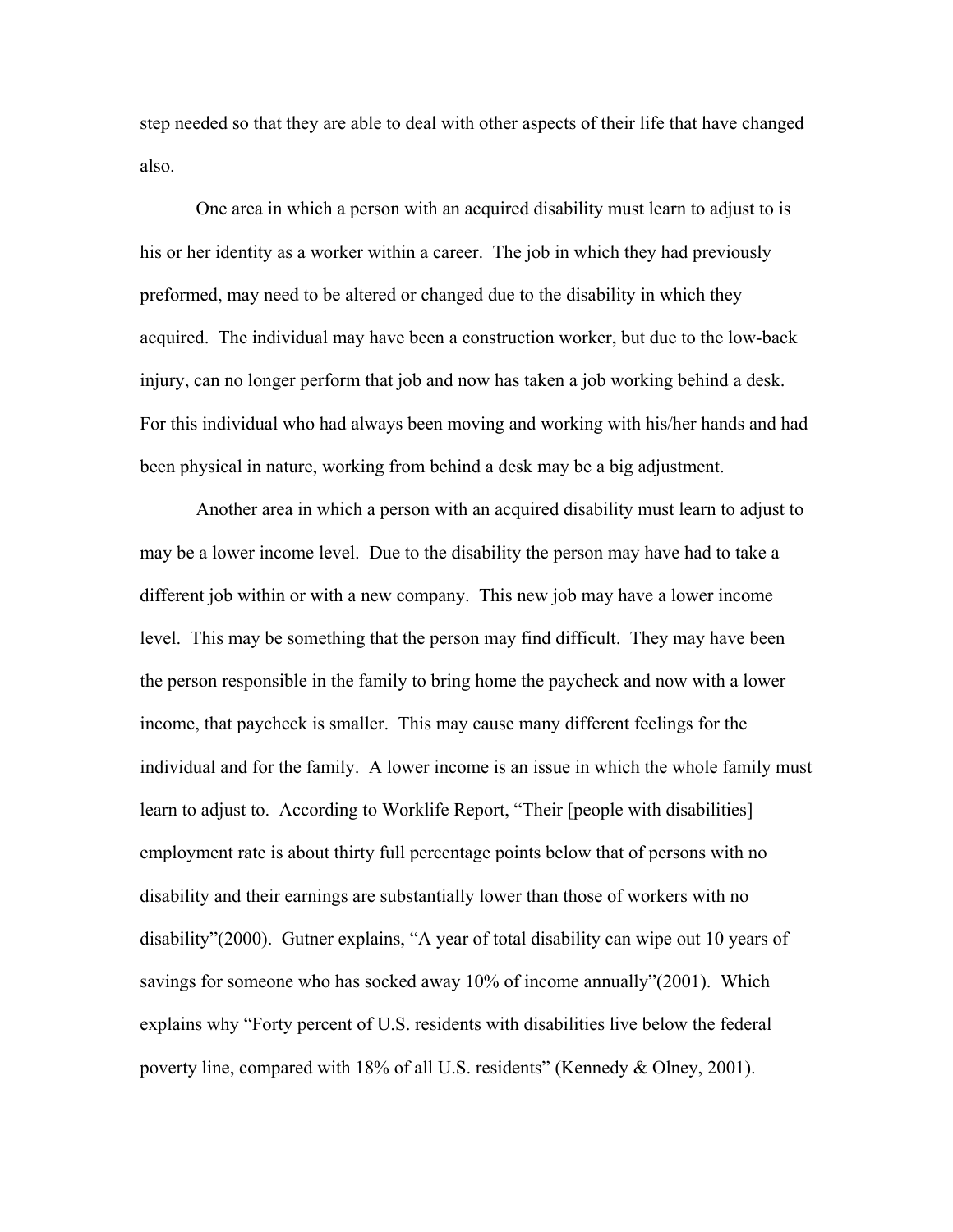step needed so that they are able to deal with other aspects of their life that have changed also.

One area in which a person with an acquired disability must learn to adjust to is his or her identity as a worker within a career. The job in which they had previously preformed, may need to be altered or changed due to the disability in which they acquired. The individual may have been a construction worker, but due to the low-back injury, can no longer perform that job and now has taken a job working behind a desk. For this individual who had always been moving and working with his/her hands and had been physical in nature, working from behind a desk may be a big adjustment.

Another area in which a person with an acquired disability must learn to adjust to may be a lower income level. Due to the disability the person may have had to take a different job within or with a new company. This new job may have a lower income level. This may be something that the person may find difficult. They may have been the person responsible in the family to bring home the paycheck and now with a lower income, that paycheck is smaller. This may cause many different feelings for the individual and for the family. A lower income is an issue in which the whole family must learn to adjust to. According to Worklife Report, "Their [people with disabilities] employment rate is about thirty full percentage points below that of persons with no disability and their earnings are substantially lower than those of workers with no disability"(2000). Gutner explains, "A year of total disability can wipe out 10 years of savings for someone who has socked away 10% of income annually"(2001). Which explains why "Forty percent of U.S. residents with disabilities live below the federal poverty line, compared with 18% of all U.S. residents" (Kennedy & Olney, 2001).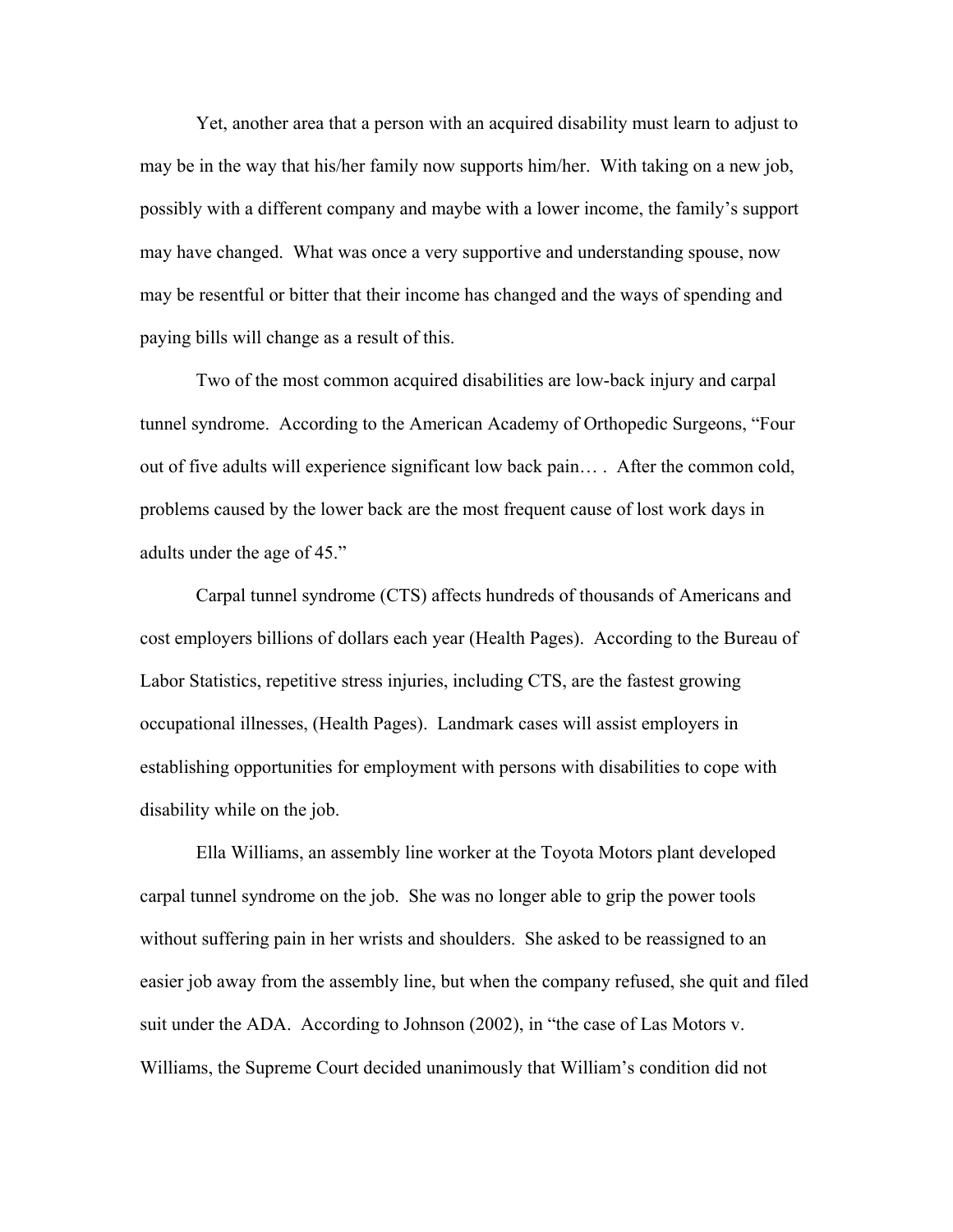Yet, another area that a person with an acquired disability must learn to adjust to may be in the way that his/her family now supports him/her. With taking on a new job, possibly with a different company and maybe with a lower income, the family's support may have changed. What was once a very supportive and understanding spouse, now may be resentful or bitter that their income has changed and the ways of spending and paying bills will change as a result of this.

Two of the most common acquired disabilities are low-back injury and carpal tunnel syndrome. According to the American Academy of Orthopedic Surgeons, "Four out of five adults will experience significant low back pain… . After the common cold, problems caused by the lower back are the most frequent cause of lost work days in adults under the age of 45."

Carpal tunnel syndrome (CTS) affects hundreds of thousands of Americans and cost employers billions of dollars each year (Health Pages). According to the Bureau of Labor Statistics, repetitive stress injuries, including CTS, are the fastest growing occupational illnesses, (Health Pages). Landmark cases will assist employers in establishing opportunities for employment with persons with disabilities to cope with disability while on the job.

Ella Williams, an assembly line worker at the Toyota Motors plant developed carpal tunnel syndrome on the job. She was no longer able to grip the power tools without suffering pain in her wrists and shoulders. She asked to be reassigned to an easier job away from the assembly line, but when the company refused, she quit and filed suit under the ADA. According to Johnson (2002), in "the case of Las Motors v. Williams, the Supreme Court decided unanimously that William's condition did not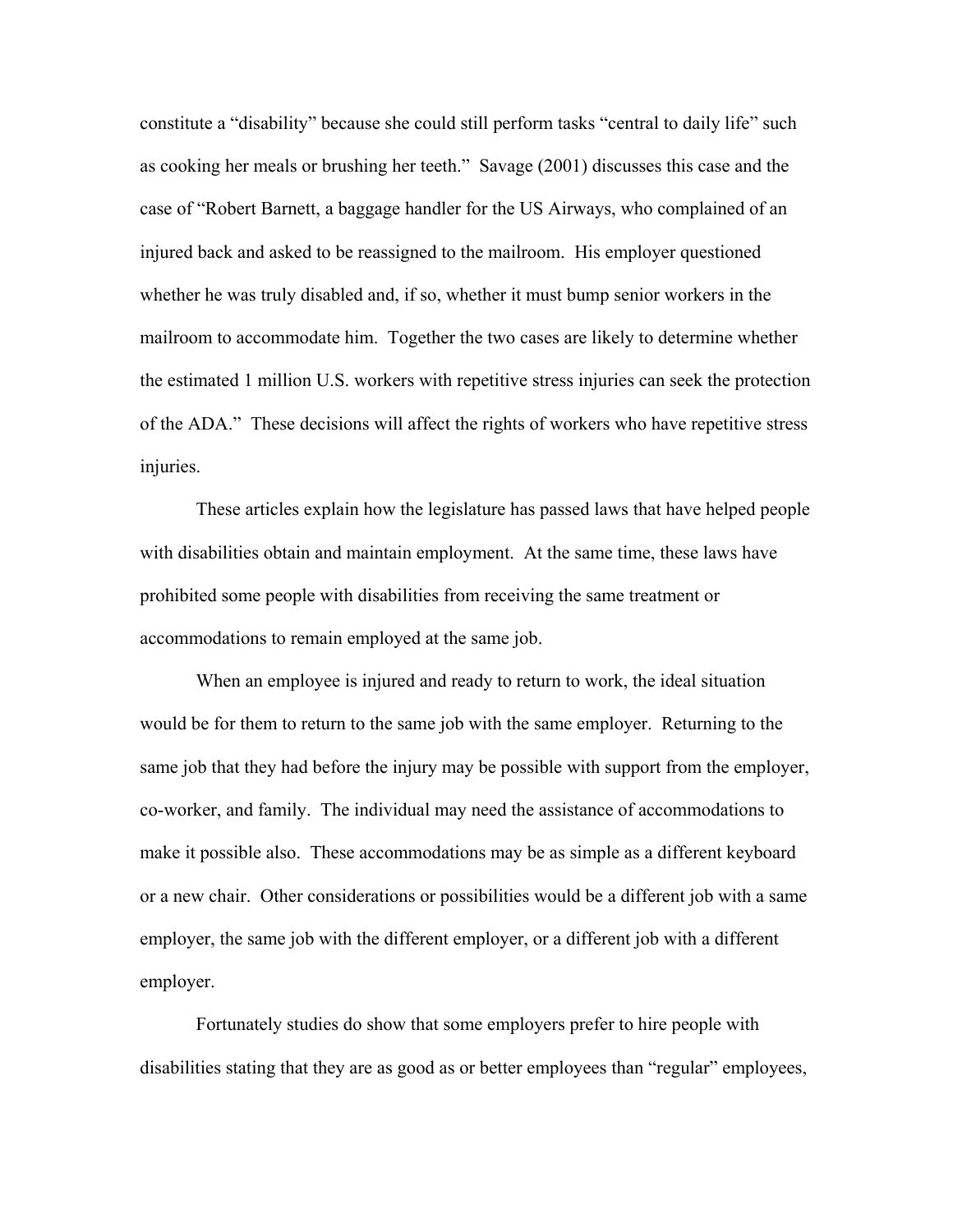constitute a “disability” because she could still perform tasks “central to daily life” such as cooking her meals or brushing her teeth.” Savage (2001) discusses this case and the case of “Robert Barnett, a baggage handler for the US Airways, who complained of an injured back and asked to be reassigned to the mailroom. His employer questioned whether he was truly disabled and, if so, whether it must bump senior workers in the mailroom to accommodate him. Together the two cases are likely to determine whether the estimated 1 million U.S. workers with repetitive stress injuries can seek the protection of the ADA.” These decisions will affect the rights of workers who have repetitive stress injuries.

These articles explain how the legislature has passed laws that have helped people with disabilities obtain and maintain employment. At the same time, these laws have prohibited some people with disabilities from receiving the same treatment or accommodations to remain employed at the same job.

When an employee is injured and ready to return to work, the ideal situation would be for them to return to the same job with the same employer. Returning to the same job that they had before the injury may be possible with support from the employer, co-worker, and family. The individual may need the assistance of accommodations to make it possible also. These accommodations may be as simple as a different keyboard or a new chair. Other considerations or possibilities would be a different job with a same employer, the same job with the different employer, or a different job with a different employer.

Fortunately studies do show that some employers prefer to hire people with disabilities stating that they are as good as or better employees than “regular” employees,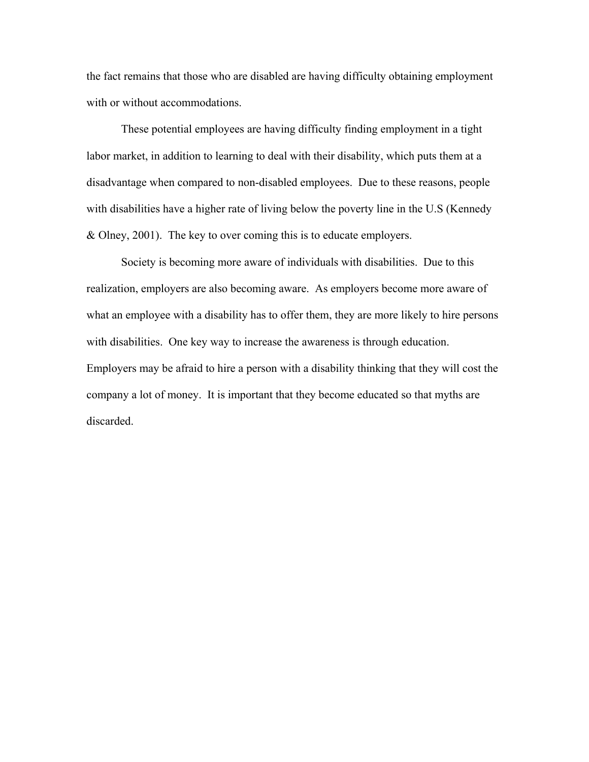the fact remains that those who are disabled are having difficulty obtaining employment with or without accommodations.

These potential employees are having difficulty finding employment in a tight labor market, in addition to learning to deal with their disability, which puts them at a disadvantage when compared to non-disabled employees. Due to these reasons, people with disabilities have a higher rate of living below the poverty line in the U.S (Kennedy & Olney, 2001). The key to over coming this is to educate employers.

Society is becoming more aware of individuals with disabilities. Due to this realization, employers are also becoming aware. As employers become more aware of what an employee with a disability has to offer them, they are more likely to hire persons with disabilities. One key way to increase the awareness is through education. Employers may be afraid to hire a person with a disability thinking that they will cost the company a lot of money. It is important that they become educated so that myths are discarded.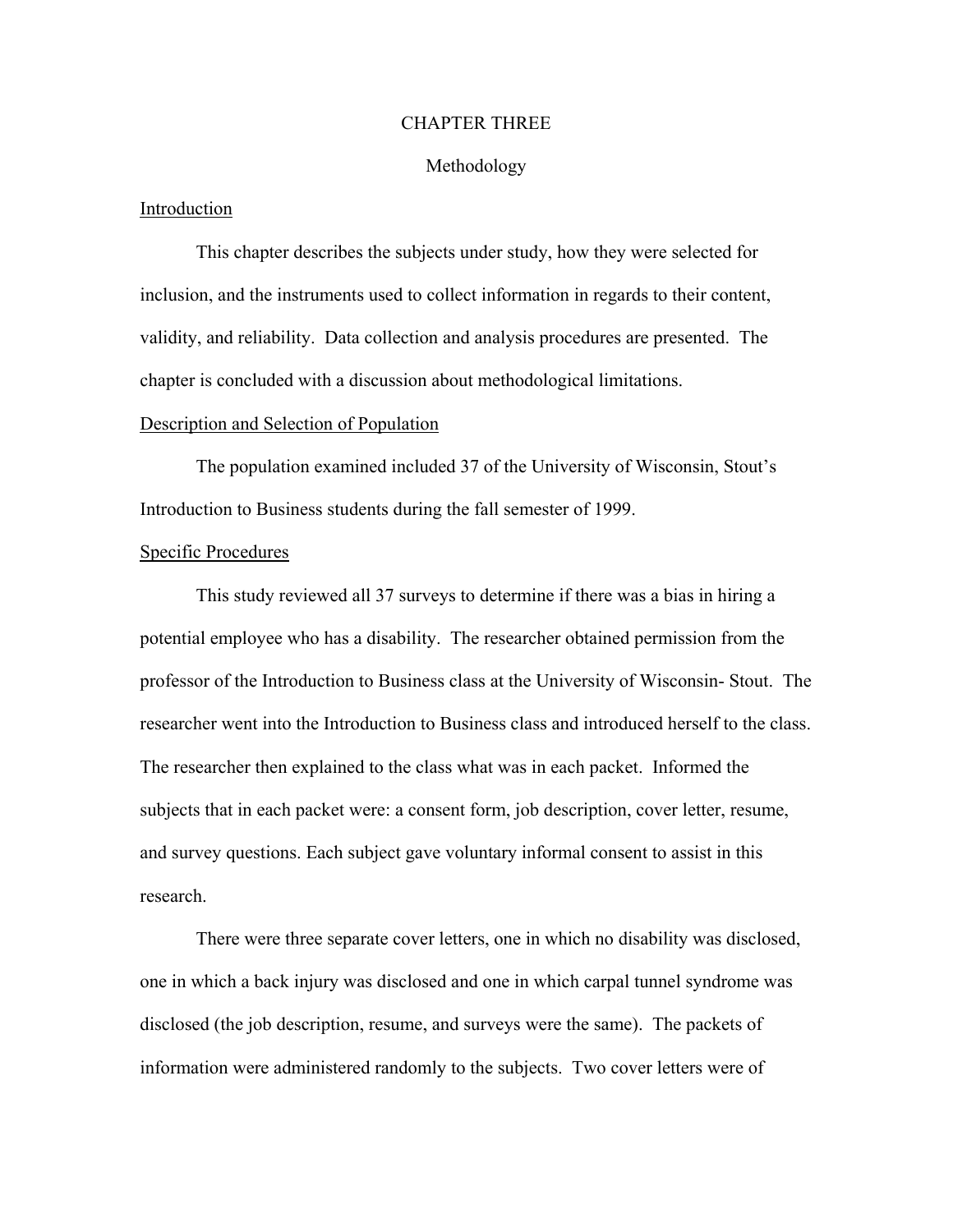# CHAPTER THREE

## Methodology

### Introduction

This chapter describes the subjects under study, how they were selected for inclusion, and the instruments used to collect information in regards to their content, validity, and reliability. Data collection and analysis procedures are presented. The chapter is concluded with a discussion about methodological limitations.

### Description and Selection of Population

The population examined included 37 of the University of Wisconsin, Stout's Introduction to Business students during the fall semester of 1999.

### Specific Procedures

This study reviewed all 37 surveys to determine if there was a bias in hiring a potential employee who has a disability. The researcher obtained permission from the professor of the Introduction to Business class at the University of Wisconsin- Stout. The researcher went into the Introduction to Business class and introduced herself to the class. The researcher then explained to the class what was in each packet. Informed the subjects that in each packet were: a consent form, job description, cover letter, resume, and survey questions. Each subject gave voluntary informal consent to assist in this research.

There were three separate cover letters, one in which no disability was disclosed, one in which a back injury was disclosed and one in which carpal tunnel syndrome was disclosed (the job description, resume, and surveys were the same). The packets of information were administered randomly to the subjects. Two cover letters were of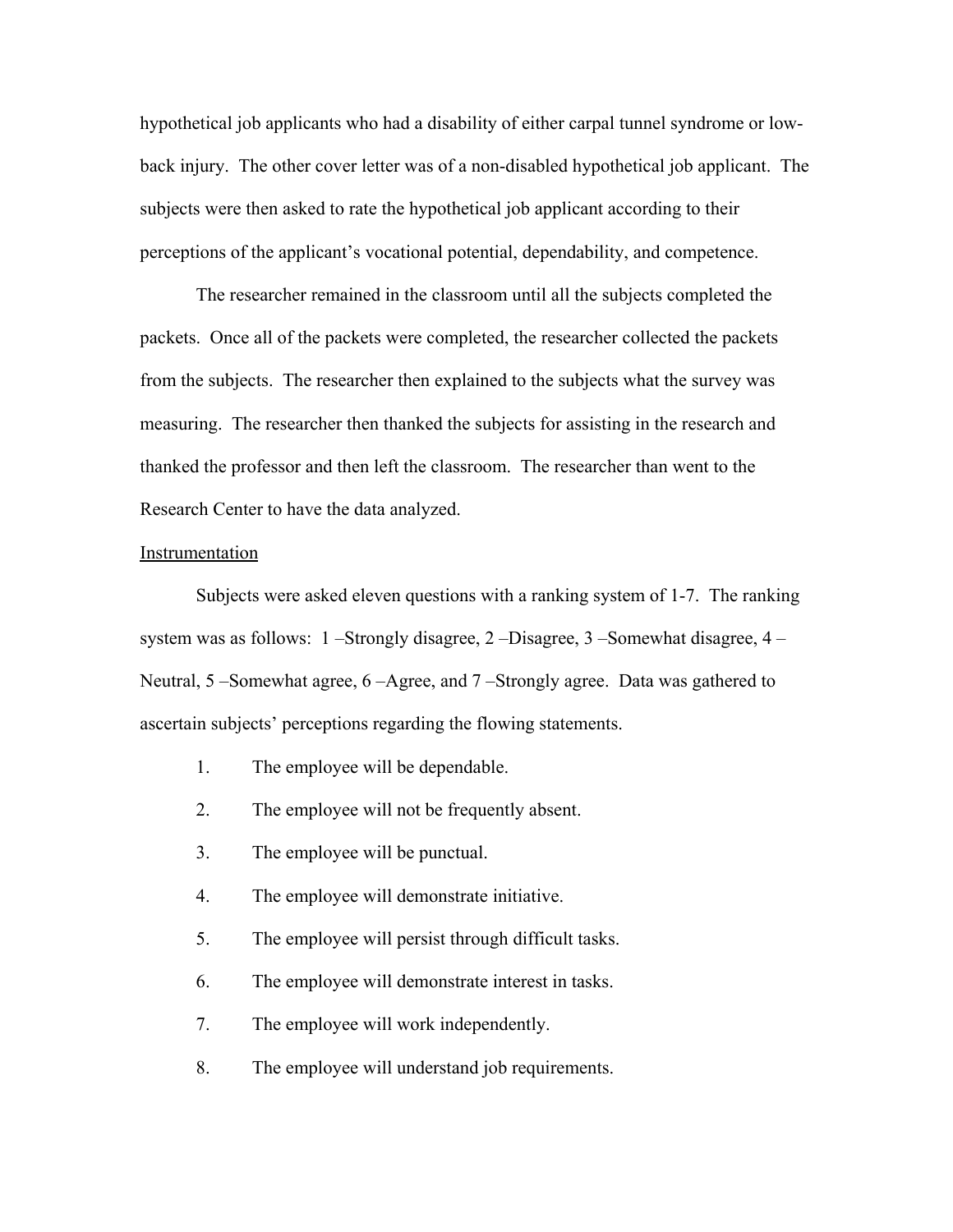hypothetical job applicants who had a disability of either carpal tunnel syndrome or low-back injury. The other cover letter was of a non-disabled hypothetical job applicant. The subjects were then asked to rate the hypothetical job applicant according to their perceptions of the applicant's vocational potential, dependability, and competence.

The researcher remained in the classroom until all the subjects completed the packets. Once all of the packets were completed, the researcher collected the packets from the subjects. The researcher then explained to the subjects what the survey was measuring. The researcher then thanked the subjects for assisting in the research and thanked the professor and then left the classroom. The researcher than went to the Research Center to have the data analyzed.

<u>Instrumentation</u>

Subjects were asked eleven questions with a ranking system of 1-7. The ranking system was as follows: 1 –Strongly disagree, 2 –Disagree, 3 –Somewhat disagree, 4 –Neutral, 5 –Somewhat agree, 6 –Agree, and 7 –Strongly agree. Data was gathered to ascertain subjects' perceptions regarding the flowing statements.

1. The employee will be dependable.
2. The employee will not be frequently absent.
3. The employee will be punctual.
4. The employee will demonstrate initiative.
5. The employee will persist through difficult tasks.
6. The employee will demonstrate interest in tasks.
7. The employee will work independently.
8. The employee will understand job requirements.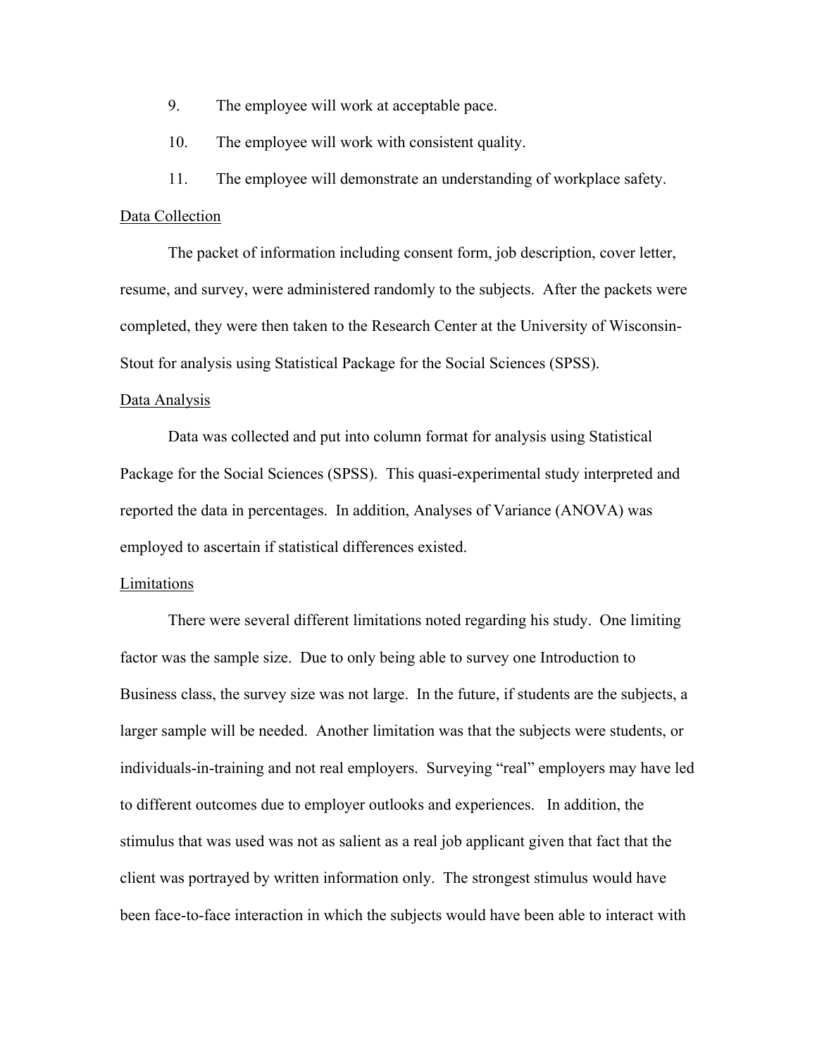9. The employee will work at acceptable pace.

10. The employee will work with consistent quality.

11. The employee will demonstrate an understanding of workplace safety.

Data Collection

The packet of information including consent form, job description, cover letter, resume, and survey, were administered randomly to the subjects. After the packets were completed, they were then taken to the Research Center at the University of Wisconsin-Stout for analysis using Statistical Package for the Social Sciences (SPSS).

Data Analysis

Data was collected and put into column format for analysis using Statistical Package for the Social Sciences (SPSS). This quasi-experimental study interpreted and reported the data in percentages. In addition, Analyses of Variance (ANOVA) was employed to ascertain if statistical differences existed.

Limitations

There were several different limitations noted regarding his study. One limiting factor was the sample size. Due to only being able to survey one Introduction to Business class, the survey size was not large. In the future, if students are the subjects, a larger sample will be needed. Another limitation was that the subjects were students, or individuals-in-training and not real employers. Surveying "real" employers may have led to different outcomes due to employer outlooks and experiences. In addition, the stimulus that was used was not as salient as a real job applicant given that fact that the client was portrayed by written information only. The strongest stimulus would have been face-to-face interaction in which the subjects would have been able to interact with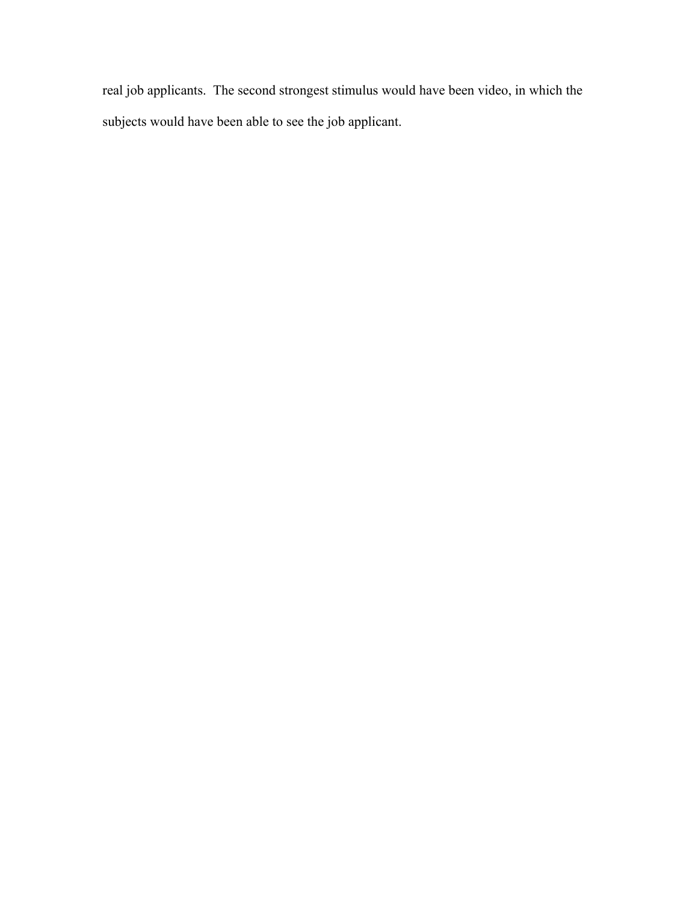real job applicants. The second strongest stimulus would have been video, in which the subjects would have been able to see the job applicant.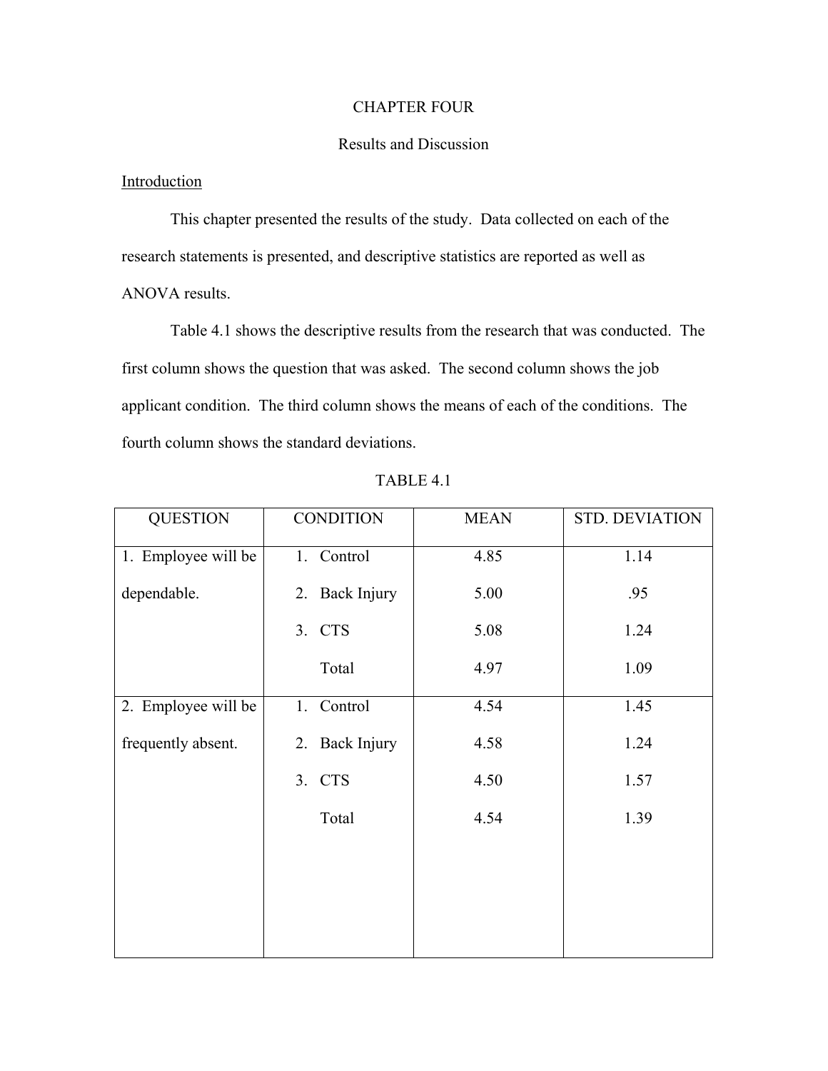# CHAPTER FOUR

## Results and Discussion

### Introduction

This chapter presented the results of the study. Data collected on each of the research statements is presented, and descriptive statistics are reported as well as ANOVA results.

Table 4.1 shows the descriptive results from the research that was conducted. The first column shows the question that was asked. The second column shows the job applicant condition. The third column shows the means of each of the conditions. The fourth column shows the standard deviations.

TABLE 4.1

| QUESTION | CONDITION | MEAN | STD. DEVIATION |
|---|---|---|---|
| 1. Employee will be dependable. | 1. Control | 4.85 | 1.14 |
| | 2. Back Injury | 5.00 | .95 |
| | 3. CTS | 5.08 | 1.24 |
| | Total | 4.97 | 1.09 |
| 2. Employee will be frequently absent. | 1. Control | 4.54 | 1.45 |
| | 2. Back Injury | 4.58 | 1.24 |
| | 3. CTS | 4.50 | 1.57 |
| | Total | 4.54 | 1.39 |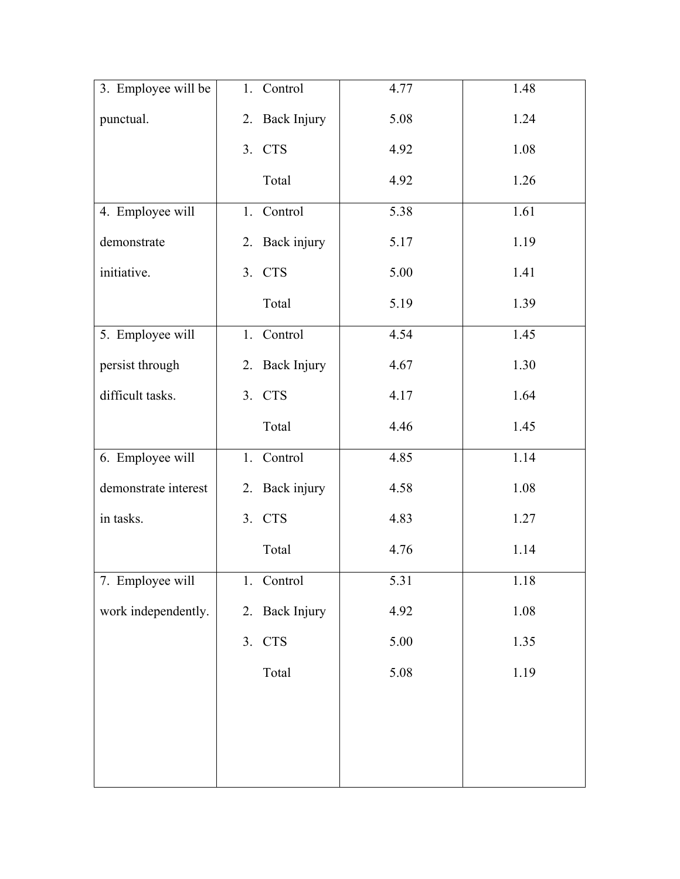| | | | |
|---|---|---|---|
| 3. Employee will be punctual. | 1. Control | 4.77 | 1.48 |
| | 2. Back Injury | 5.08 | 1.24 |
| | 3. CTS | 4.92 | 1.08 |
| | Total | 4.92 | 1.26 |
| 4. Employee will demonstrate initiative. | 1. Control | 5.38 | 1.61 |
| | 2. Back injury | 5.17 | 1.19 |
| | 3. CTS | 5.00 | 1.41 |
| | Total | 5.19 | 1.39 |
| 5. Employee will persist through difficult tasks. | 1. Control | 4.54 | 1.45 |
| | 2. Back Injury | 4.67 | 1.30 |
| | 3. CTS | 4.17 | 1.64 |
| | Total | 4.46 | 1.45 |
| 6. Employee will demonstrate interest in tasks. | 1. Control | 4.85 | 1.14 |
| | 2. Back injury | 4.58 | 1.08 |
| | 3. CTS | 4.83 | 1.27 |
| | Total | 4.76 | 1.14 |
| 7. Employee will work independently. | 1. Control | 5.31 | 1.18 |
| | 2. Back Injury | 4.92 | 1.08 |
| | 3. CTS | 5.00 | 1.35 |
| | Total | 5.08 | 1.19 |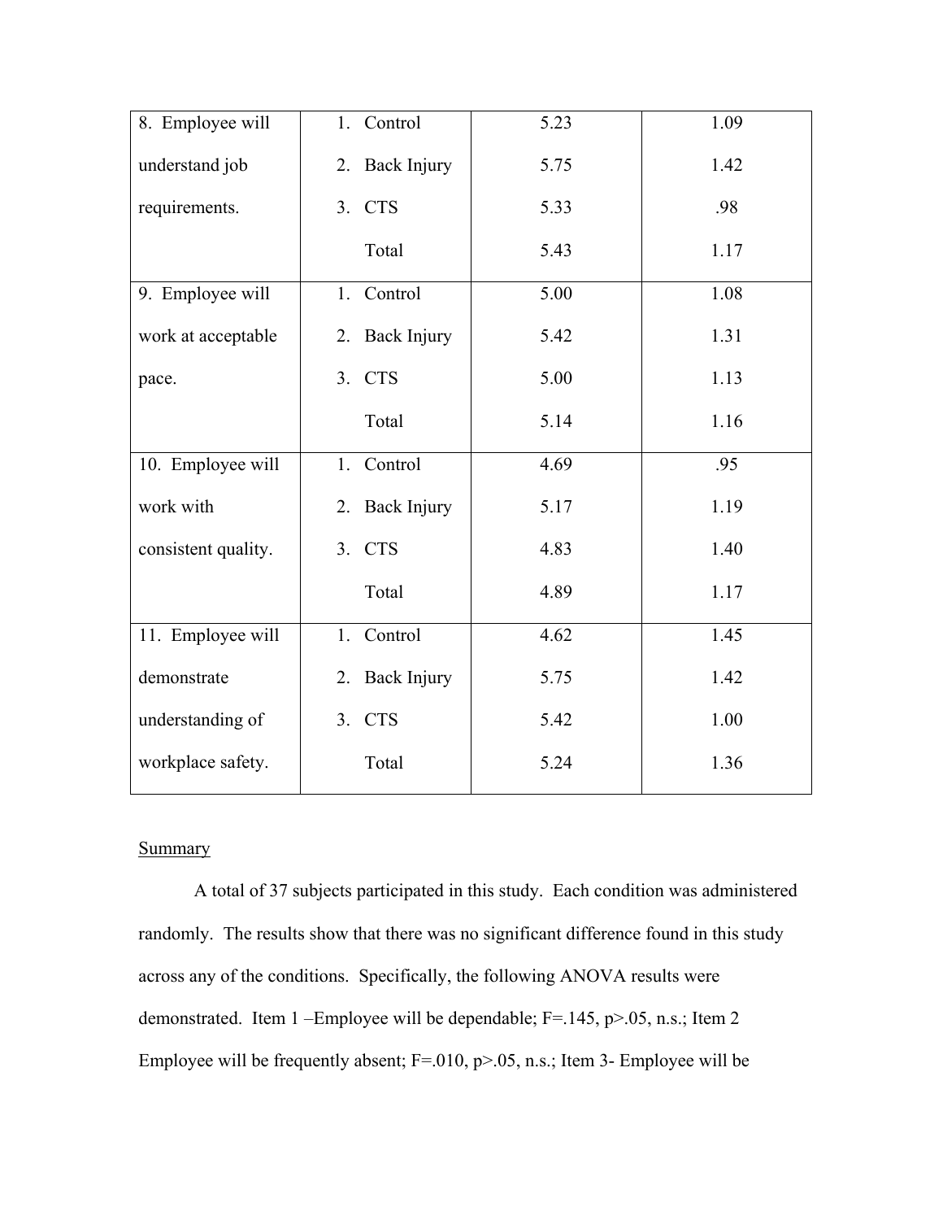| | | | |
|---|---|---|---|
| 8. Employee will understand job requirements. | 1. Control | 5.23 | 1.09 |
| | 2. Back Injury | 5.75 | 1.42 |
| | 3. CTS | 5.33 | .98 |
| | Total | 5.43 | 1.17 |
| 9. Employee will work at acceptable pace. | 1. Control | 5.00 | 1.08 |
| | 2. Back Injury | 5.42 | 1.31 |
| | 3. CTS | 5.00 | 1.13 |
| | Total | 5.14 | 1.16 |
| 10. Employee will work with consistent quality. | 1. Control | 4.69 | .95 |
| | 2. Back Injury | 5.17 | 1.19 |
| | 3. CTS | 4.83 | 1.40 |
| | Total | 4.89 | 1.17 |
| 11. Employee will demonstrate understanding of workplace safety. | 1. Control | 4.62 | 1.45 |
| | 2. Back Injury | 5.75 | 1.42 |
| | 3. CTS | 5.42 | 1.00 |
| | Total | 5.24 | 1.36 |

Summary

A total of 37 subjects participated in this study. Each condition was administered randomly. The results show that there was no significant difference found in this study across any of the conditions. Specifically, the following ANOVA results were demonstrated. Item 1 –Employee will be dependable; $F=.145$, $p>.05$, n.s.; Item 2 Employee will be frequently absent; $F=.010$, $p>.05$, n.s.; Item 3- Employee will be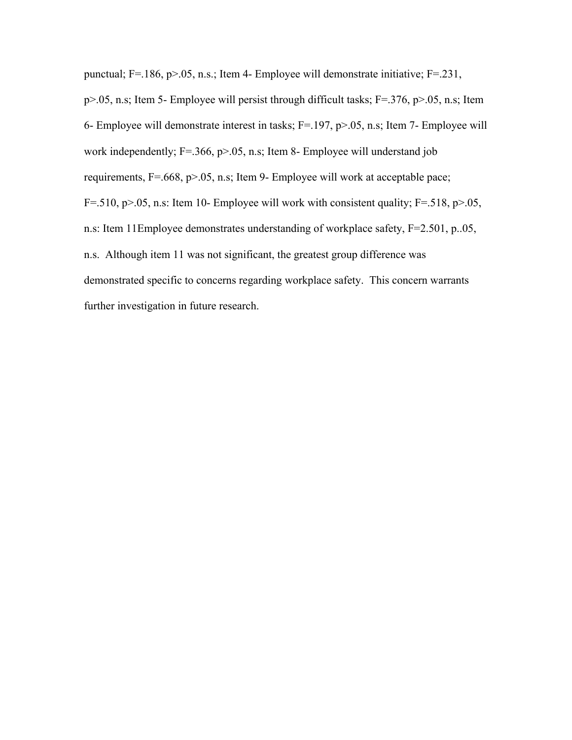punctual; $F=.186$, $p>.05$, n.s.; Item 4- Employee will demonstrate initiative; $F=.231$, $p>.05$, n.s; Item 5- Employee will persist through difficult tasks; $F=.376$, $p>.05$, n.s; Item 6- Employee will demonstrate interest in tasks; $F=.197$, $p>.05$, n.s; Item 7- Employee will work independently; $F=.366$, $p>.05$, n.s; Item 8- Employee will understand job requirements, $F=.668$, $p>.05$, n.s; Item 9- Employee will work at acceptable pace; $F=.510$, $p>.05$, n.s: Item 10- Employee will work with consistent quality; $F=.518$, $p>.05$, n.s: Item 11Employee demonstrates understanding of workplace safety, $F=2.501$, p..05, n.s. Although item 11 was not significant, the greatest group difference was demonstrated specific to concerns regarding workplace safety. This concern warrants further investigation in future research.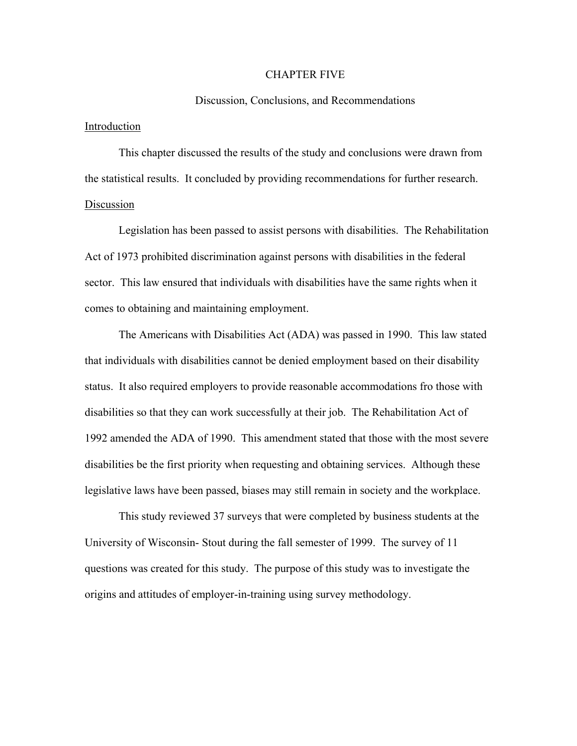# CHAPTER FIVE

## Discussion, Conclusions, and Recommendations

### Introduction

This chapter discussed the results of the study and conclusions were drawn from the statistical results. It concluded by providing recommendations for further research.

### Discussion

Legislation has been passed to assist persons with disabilities. The Rehabilitation Act of 1973 prohibited discrimination against persons with disabilities in the federal sector. This law ensured that individuals with disabilities have the same rights when it comes to obtaining and maintaining employment.

The Americans with Disabilities Act (ADA) was passed in 1990. This law stated that individuals with disabilities cannot be denied employment based on their disability status. It also required employers to provide reasonable accommodations fro those with disabilities so that they can work successfully at their job. The Rehabilitation Act of 1992 amended the ADA of 1990. This amendment stated that those with the most severe disabilities be the first priority when requesting and obtaining services. Although these legislative laws have been passed, biases may still remain in society and the workplace.

This study reviewed 37 surveys that were completed by business students at the University of Wisconsin- Stout during the fall semester of 1999. The survey of 11 questions was created for this study. The purpose of this study was to investigate the origins and attitudes of employer-in-training using survey methodology.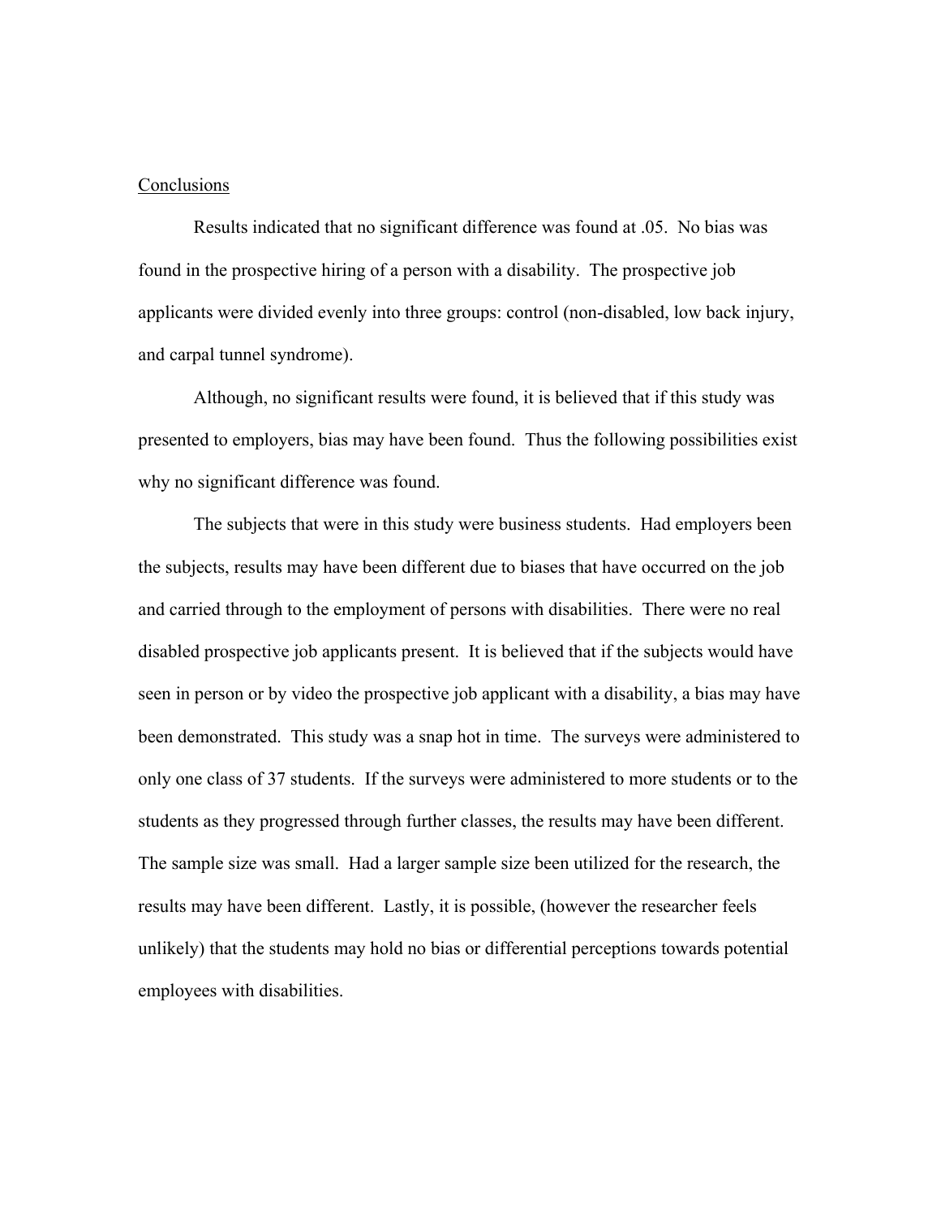## Conclusions

Results indicated that no significant difference was found at .05. No bias was found in the prospective hiring of a person with a disability. The prospective job applicants were divided evenly into three groups: control (non-disabled, low back injury, and carpal tunnel syndrome).

Although, no significant results were found, it is believed that if this study was presented to employers, bias may have been found. Thus the following possibilities exist why no significant difference was found.

The subjects that were in this study were business students. Had employers been the subjects, results may have been different due to biases that have occurred on the job and carried through to the employment of persons with disabilities. There were no real disabled prospective job applicants present. It is believed that if the subjects would have seen in person or by video the prospective job applicant with a disability, a bias may have been demonstrated. This study was a snap hot in time. The surveys were administered to only one class of 37 students. If the surveys were administered to more students or to the students as they progressed through further classes, the results may have been different. The sample size was small. Had a larger sample size been utilized for the research, the results may have been different. Lastly, it is possible, (however the researcher feels unlikely) that the students may hold no bias or differential perceptions towards potential employees with disabilities.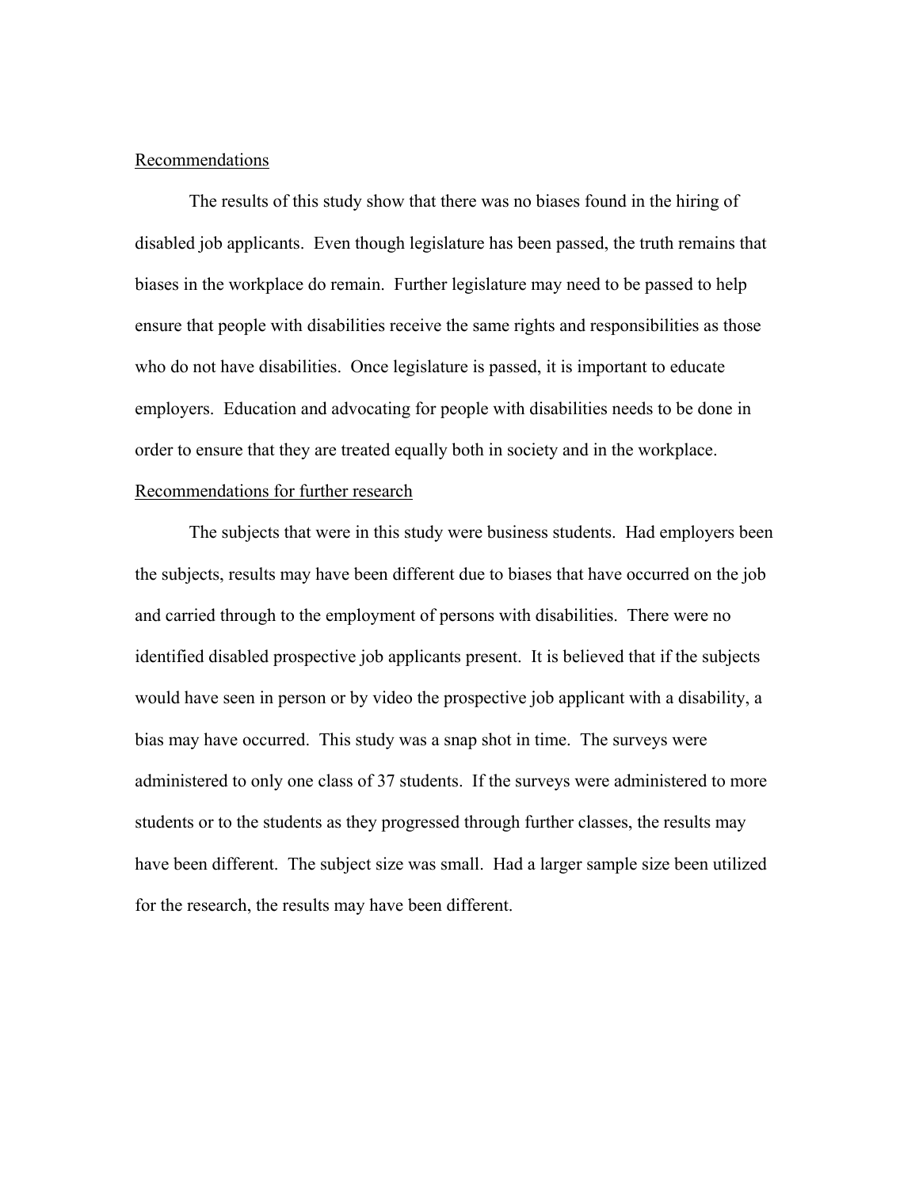## Recommendations

The results of this study show that there was no biases found in the hiring of disabled job applicants. Even though legislature has been passed, the truth remains that biases in the workplace do remain. Further legislature may need to be passed to help ensure that people with disabilities receive the same rights and responsibilities as those who do not have disabilities. Once legislature is passed, it is important to educate employers. Education and advocating for people with disabilities needs to be done in order to ensure that they are treated equally both in society and in the workplace.

## Recommendations for further research

The subjects that were in this study were business students. Had employers been the subjects, results may have been different due to biases that have occurred on the job and carried through to the employment of persons with disabilities. There were no identified disabled prospective job applicants present. It is believed that if the subjects would have seen in person or by video the prospective job applicant with a disability, a bias may have occurred. This study was a snap shot in time. The surveys were administered to only one class of 37 students. If the surveys were administered to more students or to the students as they progressed through further classes, the results may have been different. The subject size was small. Had a larger sample size been utilized for the research, the results may have been different.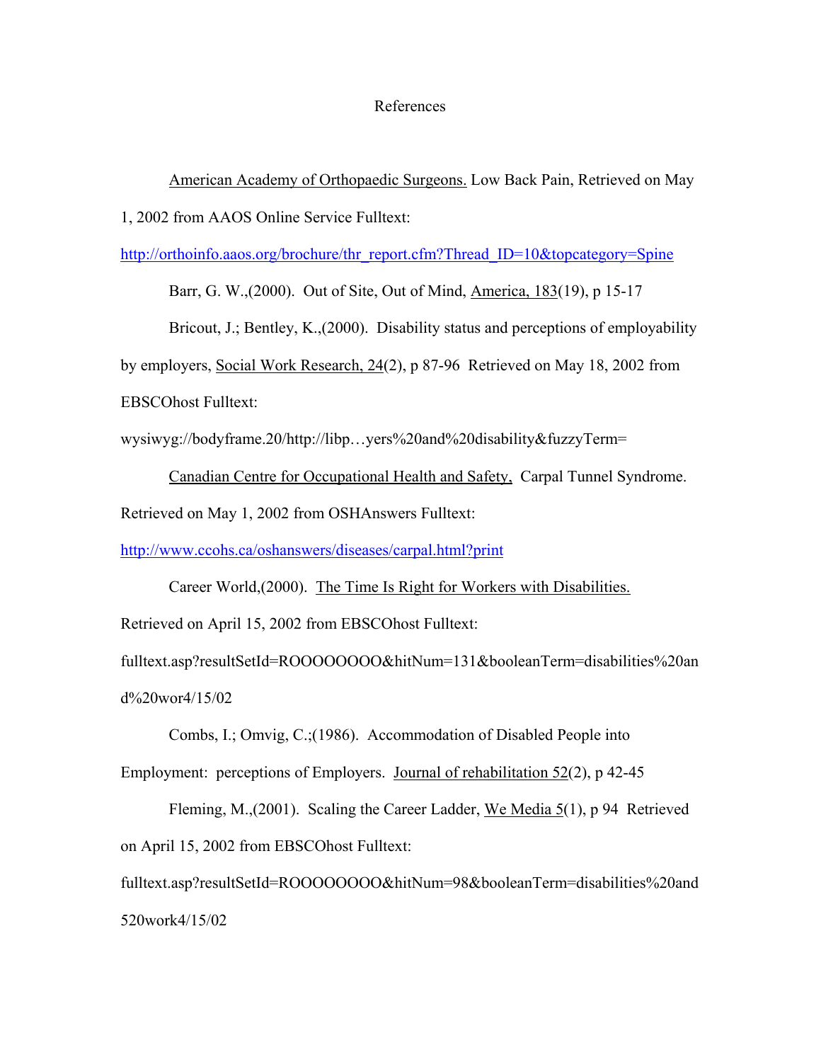# References

American Academy of Orthopaedic Surgeons. Low Back Pain, Retrieved on May 1, 2002 from AAOS Online Service Fulltext: http://orthoinfo.aaos.org/brochure/thr_report.cfm?Thread_ID=10&topcategory=Spine

Barr, G. W.,(2000). Out of Site, Out of Mind, America, 183(19), p 15-17

Bricout, J.; Bentley, K.,(2000). Disability status and perceptions of employability by employers, Social Work Research, 24(2), p 87-96 Retrieved on May 18, 2002 from EBSCOhost Fulltext: wysiwyg://bodyframe.20/http://libp…yers%20and%20disability&fuzzyTerm=

Canadian Centre for Occupational Health and Safety, Carpal Tunnel Syndrome. Retrieved on May 1, 2002 from OSHAnswers Fulltext: http://www.ccohs.ca/oshanswers/diseases/carpal.html?print

Career World,(2000). The Time Is Right for Workers with Disabilities. Retrieved on April 15, 2002 from EBSCOhost Fulltext: fulltext.asp?resultSetId=ROOOOOOOO&hitNum=131&booleanTerm=disabilities%20and%20wor4/15/02

Combs, I.; Omvig, C.;(1986). Accommodation of Disabled People into Employment: perceptions of Employers. Journal of rehabilitation 52(2), p 42-45

Fleming, M.,(2001). Scaling the Career Ladder, We Media 5(1), p 94 Retrieved on April 15, 2002 from EBSCOhost Fulltext: fulltext.asp?resultSetId=ROOOOOOOO&hitNum=98&booleanTerm=disabilities%20and520work4/15/02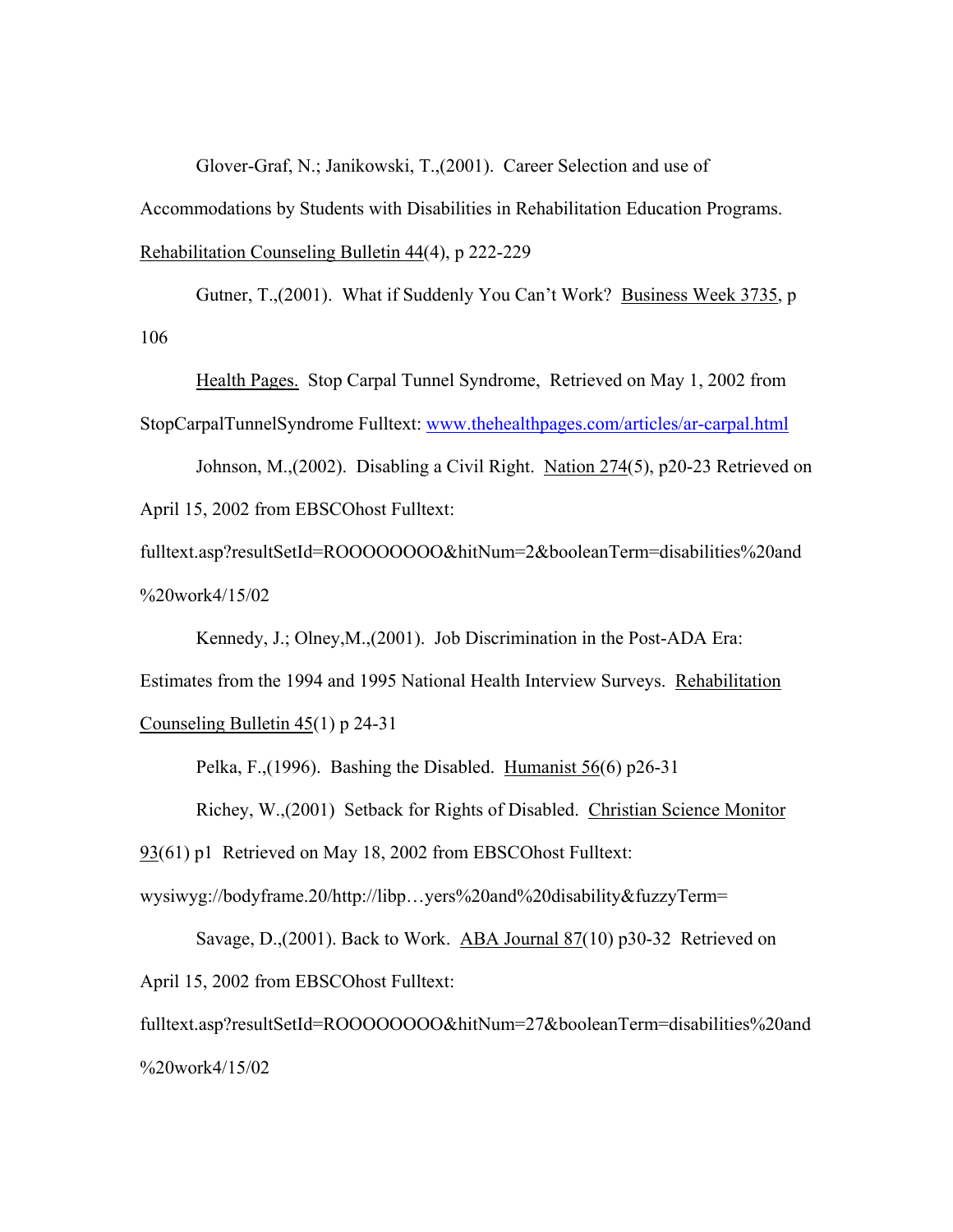Glover-Graf, N.; Janikowski, T.,(2001). Career Selection and use of Accommodations by Students with Disabilities in Rehabilitation Education Programs. Rehabilitation Counseling Bulletin 44(4), p 222-229

Gutner, T.,(2001). What if Suddenly You Can't Work? Business Week 3735, p 106

Health Pages. Stop Carpal Tunnel Syndrome, Retrieved on May 1, 2002 from StopCarpalTunnelSyndrome Fulltext: www.thehealthpages.com/articles/ar-carpal.html

Johnson, M.,(2002). Disabling a Civil Right. Nation 274(5), p20-23 Retrieved on April 15, 2002 from EBSCOhost Fulltext: fulltext.asp?resultSetId=ROOOOOOOO&hitNum=2&booleanTerm=disabilities%20and%20work4/15/02

Kennedy, J.; Olney,M.,(2001). Job Discrimination in the Post-ADA Era: Estimates from the 1994 and 1995 National Health Interview Surveys. Rehabilitation Counseling Bulletin 45(1) p 24-31

Pelka, F.,(1996). Bashing the Disabled. Humanist 56(6) p26-31

Richey, W.,(2001) Setback for Rights of Disabled. Christian Science Monitor 93(61) p1 Retrieved on May 18, 2002 from EBSCOhost Fulltext: wysiwyg://bodyframe.20/http://libp…yers%20and%20disability&fuzzyTerm=

Savage, D.,(2001). Back to Work. ABA Journal 87(10) p30-32 Retrieved on April 15, 2002 from EBSCOhost Fulltext: fulltext.asp?resultSetId=ROOOOOOOO&hitNum=27&booleanTerm=disabilities%20and%20work4/15/02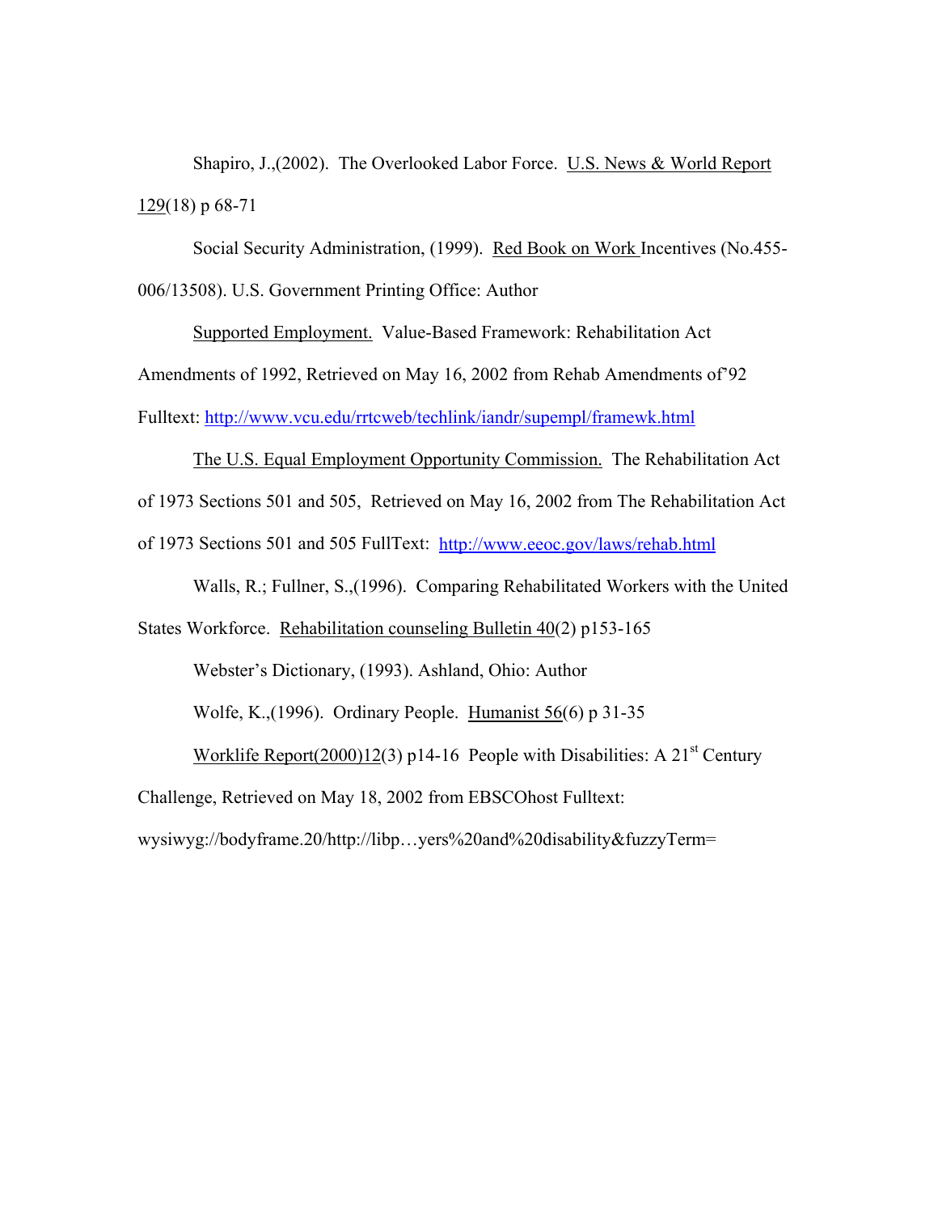Shapiro, J.,(2002). The Overlooked Labor Force. U.S. News & World Report 129(18) p 68-71

Social Security Administration, (1999). Red Book on Work Incentives (No.455-006/13508). U.S. Government Printing Office: Author

Supported Employment. Value-Based Framework: Rehabilitation Act Amendments of 1992, Retrieved on May 16, 2002 from Rehab Amendments of'92 Fulltext: http://www.vcu.edu/rrtcweb/techlink/iandr/supempl/framewk.html

The U.S. Equal Employment Opportunity Commission. The Rehabilitation Act of 1973 Sections 501 and 505, Retrieved on May 16, 2002 from The Rehabilitation Act of 1973 Sections 501 and 505 FullText: http://www.eeoc.gov/laws/rehab.html

Walls, R.; Fullner, S.,(1996). Comparing Rehabilitated Workers with the United States Workforce. Rehabilitation counseling Bulletin 40(2) p153-165

Webster's Dictionary, (1993). Ashland, Ohio: Author

Wolfe, K.,(1996). Ordinary People. Humanist 56(6) p 31-35

Worklife Report(2000)12(3) p14-16 People with Disabilities: A 21st Century Challenge, Retrieved on May 18, 2002 from EBSCOhost Fulltext: wysiwyg://bodyframe.20/http://libp…yers%20and%20disability&fuzzyTerm=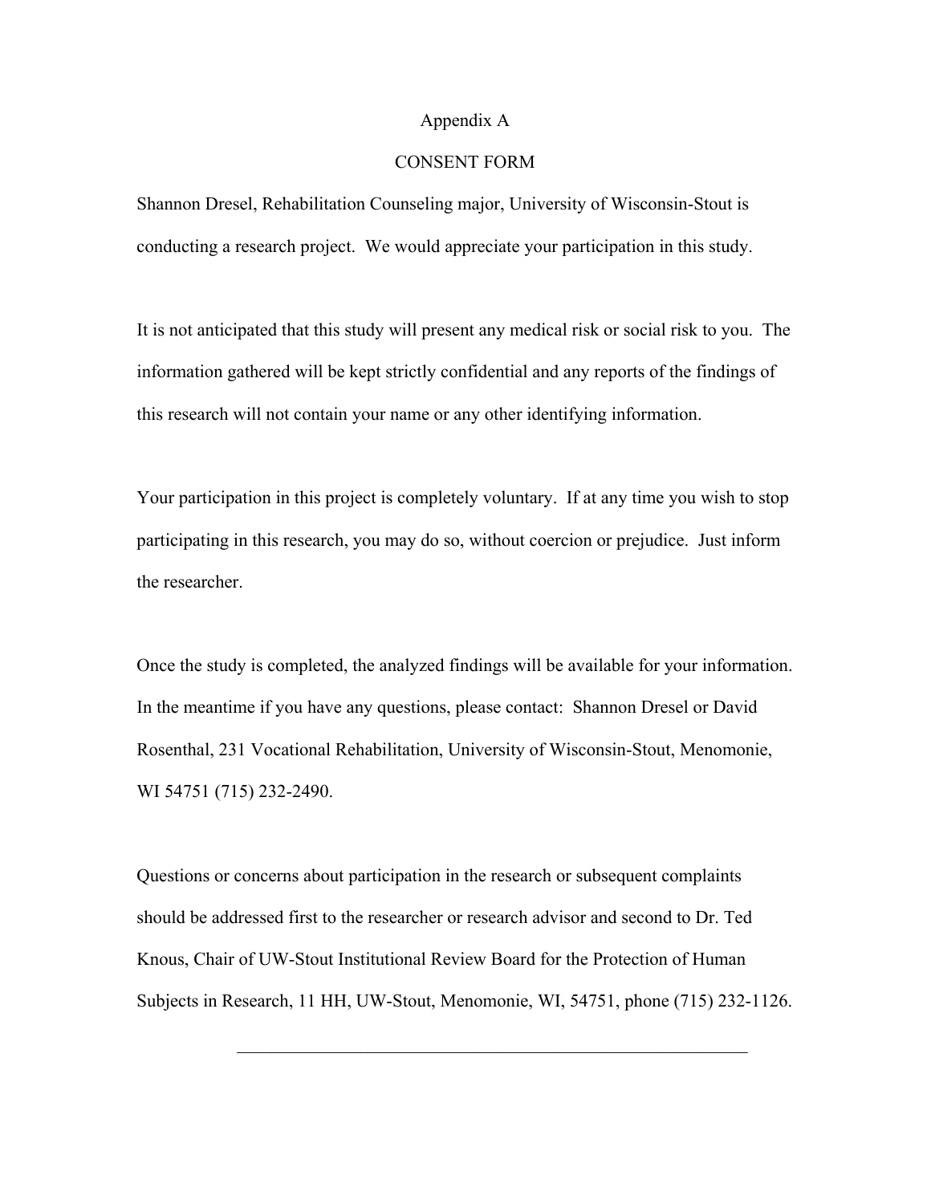# Appendix A

## CONSENT FORM

Shannon Dresel, Rehabilitation Counseling major, University of Wisconsin-Stout is conducting a research project. We would appreciate your participation in this study.

It is not anticipated that this study will present any medical risk or social risk to you. The information gathered will be kept strictly confidential and any reports of the findings of this research will not contain your name or any other identifying information.

Your participation in this project is completely voluntary. If at any time you wish to stop participating in this research, you may do so, without coercion or prejudice. Just inform the researcher.

Once the study is completed, the analyzed findings will be available for your information. In the meantime if you have any questions, please contact: Shannon Dresel or David Rosenthal, 231 Vocational Rehabilitation, University of Wisconsin-Stout, Menomonie, WI 54751 (715) 232-2490.

Questions or concerns about participation in the research or subsequent complaints should be addressed first to the researcher or research advisor and second to Dr. Ted Knous, Chair of UW-Stout Institutional Review Board for the Protection of Human Subjects in Research, 11 HH, UW-Stout, Menomonie, WI, 54751, phone (715) 232-1126.

\_\_\_\_\_\_\_\_\_\_\_\_\_\_\_\_\_\_\_\_\_\_\_\_\_\_\_\_\_\_\_\_\_\_\_\_\_\_\_\_\_\_\_\_\_\_\_\_\_\_\_\_\_\_\_\_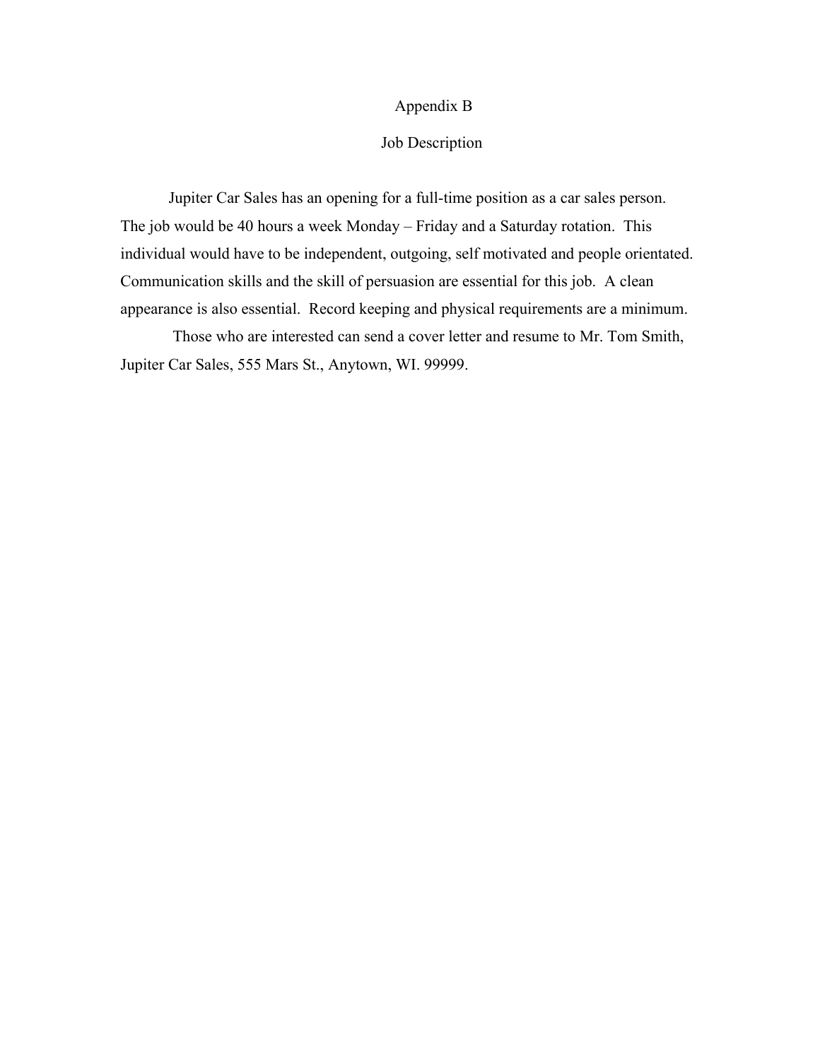# Appendix B

## Job Description

Jupiter Car Sales has an opening for a full-time position as a car sales person. The job would be 40 hours a week Monday – Friday and a Saturday rotation. This individual would have to be independent, outgoing, self motivated and people orientated. Communication skills and the skill of persuasion are essential for this job. A clean appearance is also essential. Record keeping and physical requirements are a minimum.

Those who are interested can send a cover letter and resume to Mr. Tom Smith, Jupiter Car Sales, 555 Mars St., Anytown, WI. 99999.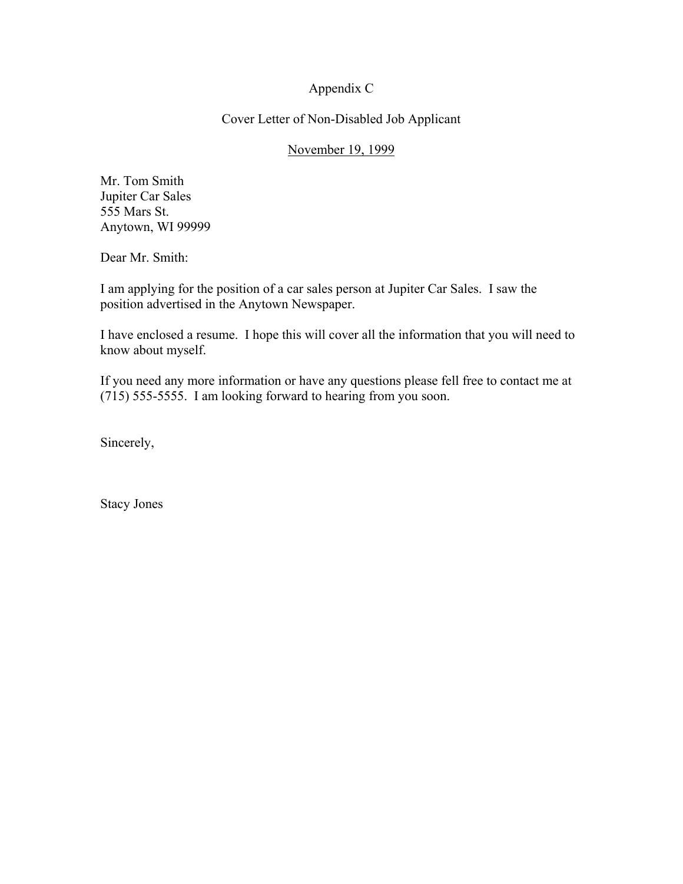Appendix C

Cover Letter of Non-Disabled Job Applicant

November 19, 1999

Mr. Tom Smith
Jupiter Car Sales
555 Mars St.
Anytown, WI 99999

Dear Mr. Smith:

I am applying for the position of a car sales person at Jupiter Car Sales. I saw the position advertised in the Anytown Newspaper.

I have enclosed a resume. I hope this will cover all the information that you will need to know about myself.

If you need any more information or have any questions please fell free to contact me at (715) 555-5555. I am looking forward to hearing from you soon.

Sincerely,

Stacy Jones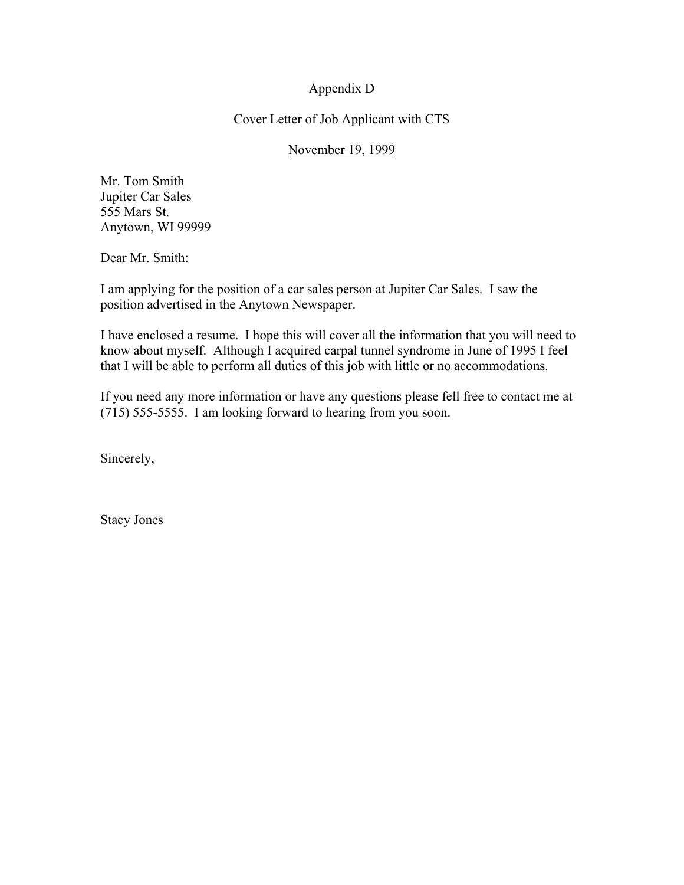# Appendix D

## Cover Letter of Job Applicant with CTS

November 19, 1999

Mr. Tom Smith
Jupiter Car Sales
555 Mars St.
Anytown, WI 99999

Dear Mr. Smith:

I am applying for the position of a car sales person at Jupiter Car Sales. I saw the position advertised in the Anytown Newspaper.

I have enclosed a resume. I hope this will cover all the information that you will need to know about myself. Although I acquired carpal tunnel syndrome in June of 1995 I feel that I will be able to perform all duties of this job with little or no accommodations.

If you need any more information or have any questions please fell free to contact me at (715) 555-5555. I am looking forward to hearing from you soon.

Sincerely,

Stacy Jones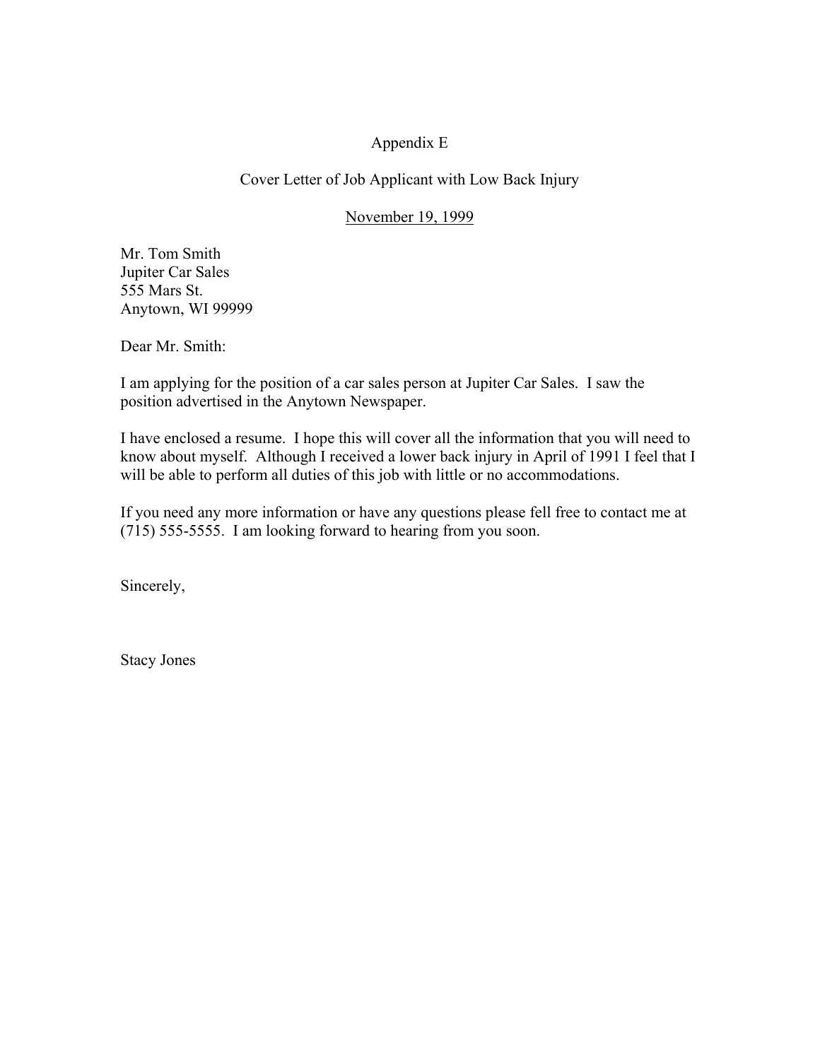# Appendix E

## Cover Letter of Job Applicant with Low Back Injury

November 19, 1999

Mr. Tom Smith
Jupiter Car Sales
555 Mars St.
Anytown, WI 99999

Dear Mr. Smith:

I am applying for the position of a car sales person at Jupiter Car Sales. I saw the position advertised in the Anytown Newspaper.

I have enclosed a resume. I hope this will cover all the information that you will need to know about myself. Although I received a lower back injury in April of 1991 I feel that I will be able to perform all duties of this job with little or no accommodations.

If you need any more information or have any questions please fell free to contact me at (715) 555-5555. I am looking forward to hearing from you soon.

Sincerely,

Stacy Jones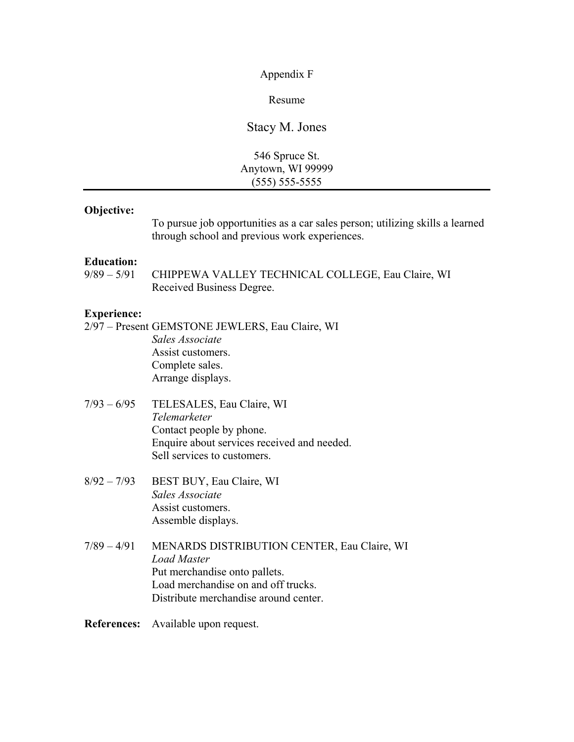Appendix F

Resume

# Stacy M. Jones

546 Spruce St.
Anytown, WI 99999
(555) 555-5555

---

**Objective:**

To pursue job opportunities as a car sales person; utilizing skills a learned through school and previous work experiences.

**Education:**

9/89 – 5/91 CHIPPEWA VALLEY TECHNICAL COLLEGE, Eau Claire, WI
Received Business Degree.

**Experience:**

2/97 – Present GEMSTONE JEWLERS, Eau Claire, WI
*Sales Associate*
Assist customers.
Complete sales.
Arrange displays.

7/93 – 6/95 TELESALES, Eau Claire, WI
*Telemarketer*
Contact people by phone.
Enquire about services received and needed.
Sell services to customers.

8/92 – 7/93 BEST BUY, Eau Claire, WI
*Sales Associate*
Assist customers.
Assemble displays.

7/89 – 4/91 MENARDS DISTRIBUTION CENTER, Eau Claire, WI
*Load Master*
Put merchandise onto pallets.
Load merchandise on and off trucks.
Distribute merchandise around center.

**References:** Available upon request.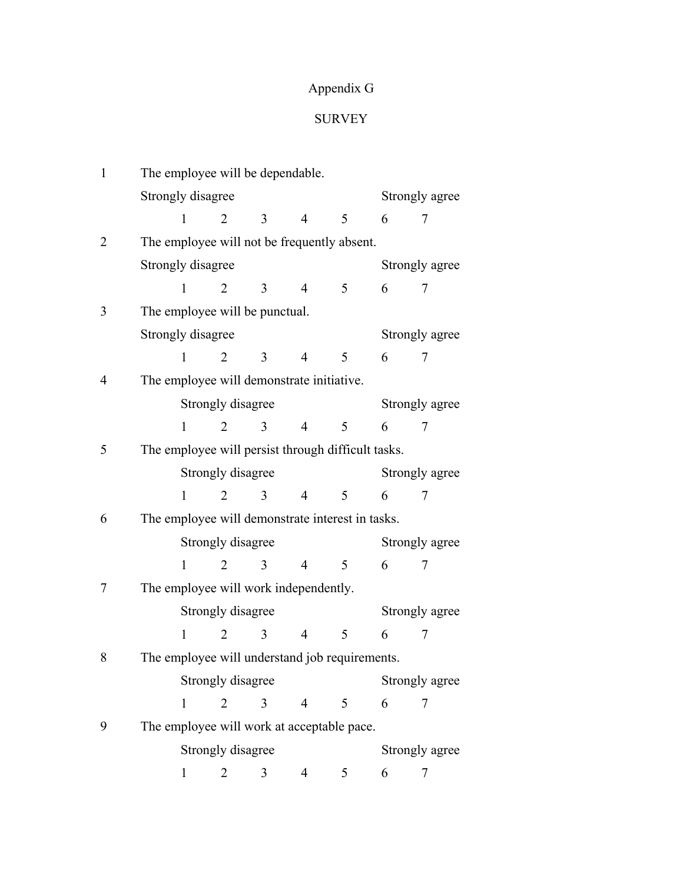# Appendix G

## SURVEY

1. The employee will be dependable.

   Strongly disagree &nbsp;&nbsp;&nbsp;&nbsp;&nbsp;&nbsp;&nbsp;&nbsp;&nbsp;&nbsp;&nbsp;&nbsp; Strongly agree

   1 &nbsp;&nbsp; 2 &nbsp;&nbsp; 3 &nbsp;&nbsp; 4 &nbsp;&nbsp; 5 &nbsp;&nbsp; 6 &nbsp;&nbsp; 7

2. The employee will not be frequently absent.

   Strongly disagree &nbsp;&nbsp;&nbsp;&nbsp;&nbsp;&nbsp;&nbsp;&nbsp;&nbsp;&nbsp;&nbsp;&nbsp; Strongly agree

   1 &nbsp;&nbsp; 2 &nbsp;&nbsp; 3 &nbsp;&nbsp; 4 &nbsp;&nbsp; 5 &nbsp;&nbsp; 6 &nbsp;&nbsp; 7

3. The employee will be punctual.

   Strongly disagree &nbsp;&nbsp;&nbsp;&nbsp;&nbsp;&nbsp;&nbsp;&nbsp;&nbsp;&nbsp;&nbsp;&nbsp; Strongly agree

   1 &nbsp;&nbsp; 2 &nbsp;&nbsp; 3 &nbsp;&nbsp; 4 &nbsp;&nbsp; 5 &nbsp;&nbsp; 6 &nbsp;&nbsp; 7

4. The employee will demonstrate initiative.

   Strongly disagree &nbsp;&nbsp;&nbsp;&nbsp;&nbsp;&nbsp;&nbsp;&nbsp;&nbsp;&nbsp;&nbsp;&nbsp; Strongly agree

   1 &nbsp;&nbsp; 2 &nbsp;&nbsp; 3 &nbsp;&nbsp; 4 &nbsp;&nbsp; 5 &nbsp;&nbsp; 6 &nbsp;&nbsp; 7

5. The employee will persist through difficult tasks.

   Strongly disagree &nbsp;&nbsp;&nbsp;&nbsp;&nbsp;&nbsp;&nbsp;&nbsp;&nbsp;&nbsp;&nbsp;&nbsp; Strongly agree

   1 &nbsp;&nbsp; 2 &nbsp;&nbsp; 3 &nbsp;&nbsp; 4 &nbsp;&nbsp; 5 &nbsp;&nbsp; 6 &nbsp;&nbsp; 7

6. The employee will demonstrate interest in tasks.

   Strongly disagree &nbsp;&nbsp;&nbsp;&nbsp;&nbsp;&nbsp;&nbsp;&nbsp;&nbsp;&nbsp;&nbsp;&nbsp; Strongly agree

   1 &nbsp;&nbsp; 2 &nbsp;&nbsp; 3 &nbsp;&nbsp; 4 &nbsp;&nbsp; 5 &nbsp;&nbsp; 6 &nbsp;&nbsp; 7

7. The employee will work independently.

   Strongly disagree &nbsp;&nbsp;&nbsp;&nbsp;&nbsp;&nbsp;&nbsp;&nbsp;&nbsp;&nbsp;&nbsp;&nbsp; Strongly agree

   1 &nbsp;&nbsp; 2 &nbsp;&nbsp; 3 &nbsp;&nbsp; 4 &nbsp;&nbsp; 5 &nbsp;&nbsp; 6 &nbsp;&nbsp; 7

8. The employee will understand job requirements.

   Strongly disagree &nbsp;&nbsp;&nbsp;&nbsp;&nbsp;&nbsp;&nbsp;&nbsp;&nbsp;&nbsp;&nbsp;&nbsp; Strongly agree

   1 &nbsp;&nbsp; 2 &nbsp;&nbsp; 3 &nbsp;&nbsp; 4 &nbsp;&nbsp; 5 &nbsp;&nbsp; 6 &nbsp;&nbsp; 7

9. The employee will work at acceptable pace.

   Strongly disagree &nbsp;&nbsp;&nbsp;&nbsp;&nbsp;&nbsp;&nbsp;&nbsp;&nbsp;&nbsp;&nbsp;&nbsp; Strongly agree

   1 &nbsp;&nbsp; 2 &nbsp;&nbsp; 3 &nbsp;&nbsp; 4 &nbsp;&nbsp; 5 &nbsp;&nbsp; 6 &nbsp;&nbsp; 7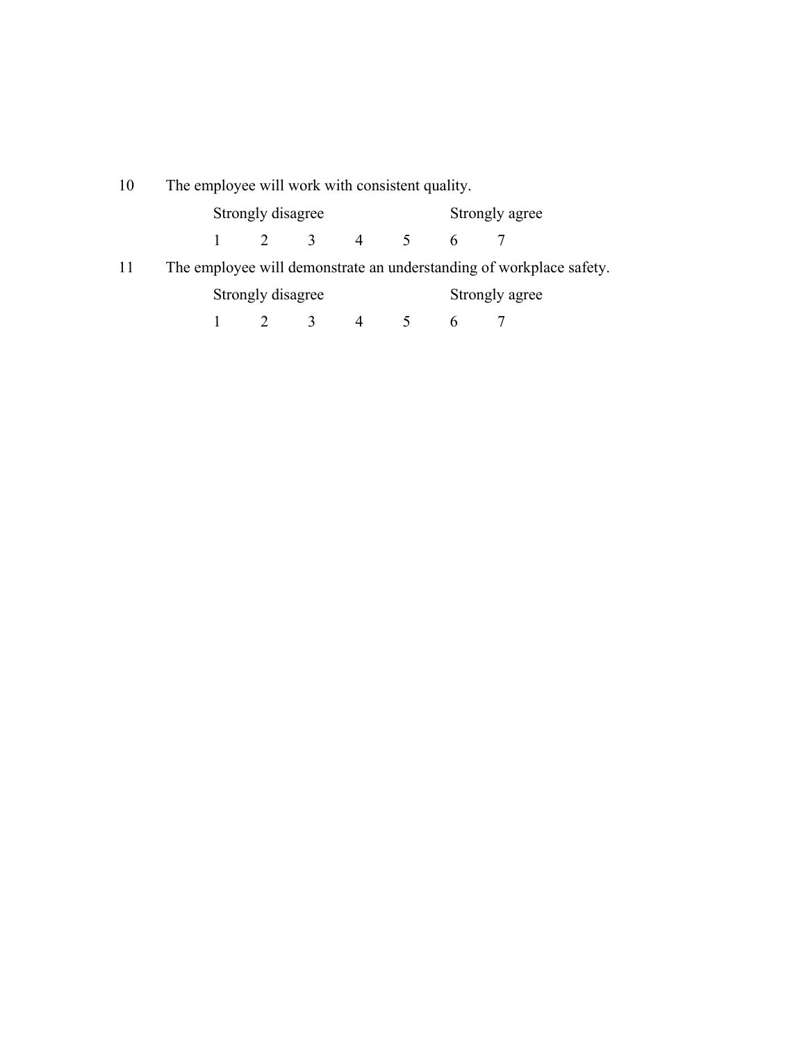10 The employee will work with consistent quality.

| Strongly disagree | | | | | Strongly agree | |
|---|---|---|---|---|---|---|
| 1 | 2 | 3 | 4 | 5 | 6 | 7 |

11 The employee will demonstrate an understanding of workplace safety.

| Strongly disagree | | | | | Strongly agree | |
|---|---|---|---|---|---|---|
| 1 | 2 | 3 | 4 | 5 | 6 | 7 |